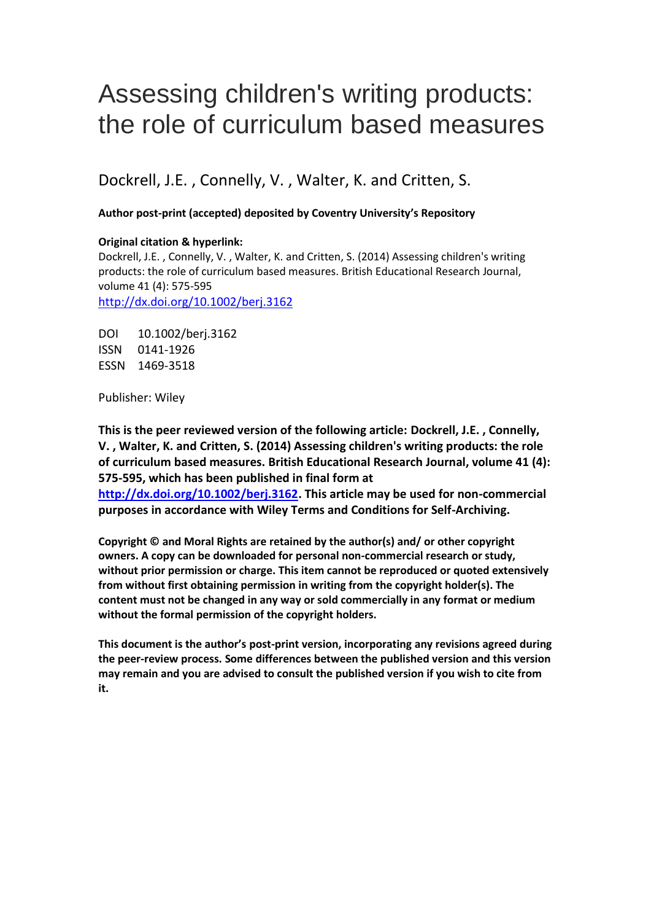# Assessing children's writing products: the role of curriculum based measures

Dockrell, J.E. , Connelly, V. , Walter, K. and Critten, S.

**Author post-print (accepted) deposited by Coventry University's Repository**

**Original citation & hyperlink:**

Dockrell, J.E. , Connelly, V. , Walter, K. and Critten, S. (2014) Assessing children's writing products: the role of curriculum based measures. British Educational Research Journal, volume 41 (4): 575-595

[http://dx.doi.org/10.1002/berj.3162](http://dx.doi.org/10.1002/berj.3162)

DOI 10.1002/berj.3162
ISSN 0141-1926
ESSN 1469-3518

Publisher: Wiley

**This is the peer reviewed version of the following article: Dockrell, J.E. , Connelly, V. , Walter, K. and Critten, S. (2014) Assessing children's writing products: the role of curriculum based measures. British Educational Research Journal, volume 41 (4): 575-595, which has been published in final form at [http://dx.doi.org/10.1002/berj.3162](http://dx.doi.org/10.1002/berj.3162). This article may be used for non-commercial purposes in accordance with Wiley Terms and Conditions for Self-Archiving.**

**Copyright © and Moral Rights are retained by the author(s) and/ or other copyright owners. A copy can be downloaded for personal non-commercial research or study, without prior permission or charge. This item cannot be reproduced or quoted extensively from without first obtaining permission in writing from the copyright holder(s). The content must not be changed in any way or sold commercially in any format or medium without the formal permission of the copyright holders.**

**This document is the author's post-print version, incorporating any revisions agreed during the peer-review process. Some differences between the published version and this version may remain and you are advised to consult the published version if you wish to cite from it.**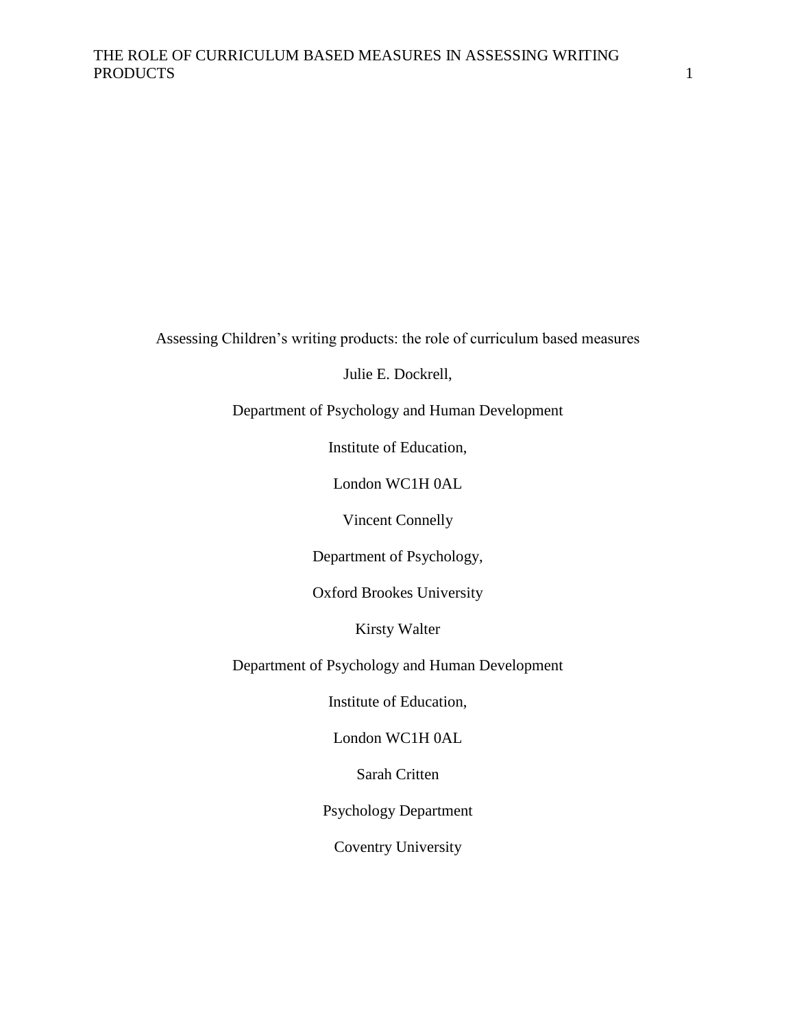Assessing Children's writing products: the role of curriculum based measures

Julie E. Dockrell,

Department of Psychology and Human Development

Institute of Education,

London WC1H 0AL

Vincent Connelly

Department of Psychology,

Oxford Brookes University

Kirsty Walter

Department of Psychology and Human Development

Institute of Education,

London WC1H 0AL

Sarah Critten

Psychology Department

Coventry University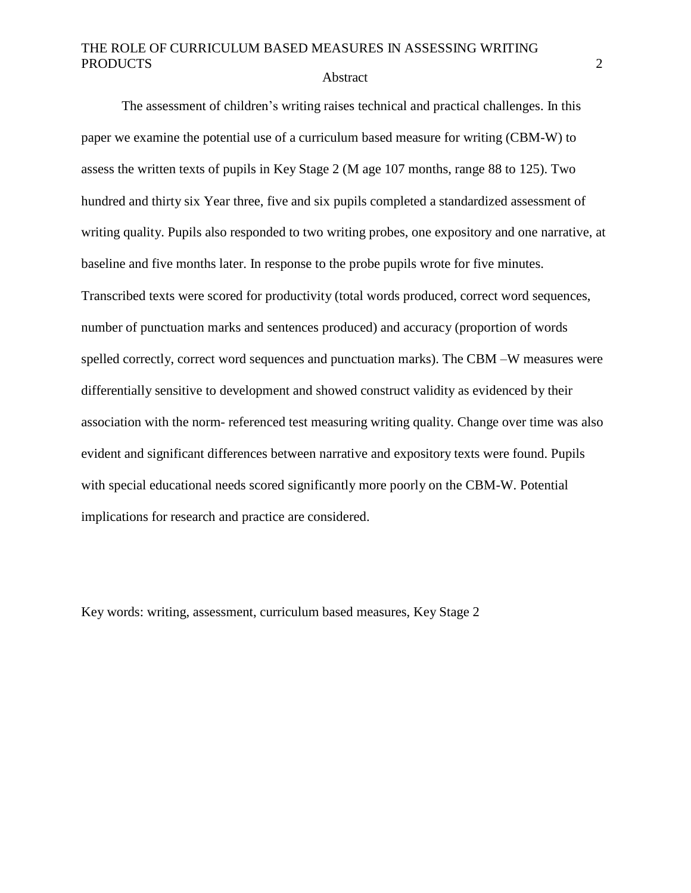## Abstract

The assessment of children's writing raises technical and practical challenges. In this paper we examine the potential use of a curriculum based measure for writing (CBM-W) to assess the written texts of pupils in Key Stage 2 (M age 107 months, range 88 to 125). Two hundred and thirty six Year three, five and six pupils completed a standardized assessment of writing quality. Pupils also responded to two writing probes, one expository and one narrative, at baseline and five months later. In response to the probe pupils wrote for five minutes. Transcribed texts were scored for productivity (total words produced, correct word sequences, number of punctuation marks and sentences produced) and accuracy (proportion of words spelled correctly, correct word sequences and punctuation marks). The CBM –W measures were differentially sensitive to development and showed construct validity as evidenced by their association with the norm- referenced test measuring writing quality. Change over time was also evident and significant differences between narrative and expository texts were found. Pupils with special educational needs scored significantly more poorly on the CBM-W. Potential implications for research and practice are considered.

Key words: writing, assessment, curriculum based measures, Key Stage 2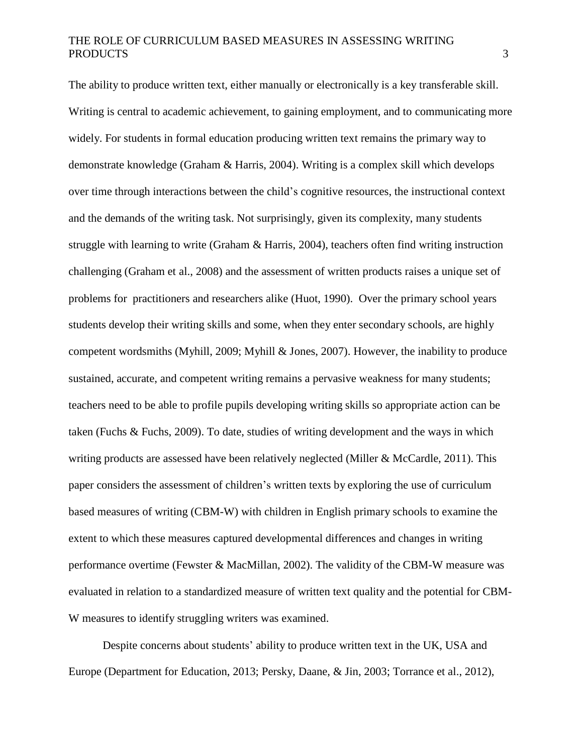The ability to produce written text, either manually or electronically is a key transferable skill. Writing is central to academic achievement, to gaining employment, and to communicating more widely. For students in formal education producing written text remains the primary way to demonstrate knowledge (Graham & Harris, 2004). Writing is a complex skill which develops over time through interactions between the child's cognitive resources, the instructional context and the demands of the writing task. Not surprisingly, given its complexity, many students struggle with learning to write (Graham & Harris, 2004), teachers often find writing instruction challenging (Graham et al., 2008) and the assessment of written products raises a unique set of problems for practitioners and researchers alike (Huot, 1990). Over the primary school years students develop their writing skills and some, when they enter secondary schools, are highly competent wordsmiths (Myhill, 2009; Myhill & Jones, 2007). However, the inability to produce sustained, accurate, and competent writing remains a pervasive weakness for many students; teachers need to be able to profile pupils developing writing skills so appropriate action can be taken (Fuchs & Fuchs, 2009). To date, studies of writing development and the ways in which writing products are assessed have been relatively neglected (Miller & McCardle, 2011). This paper considers the assessment of children's written texts by exploring the use of curriculum based measures of writing (CBM-W) with children in English primary schools to examine the extent to which these measures captured developmental differences and changes in writing performance overtime (Fewster & MacMillan, 2002). The validity of the CBM-W measure was evaluated in relation to a standardized measure of written text quality and the potential for CBM-W measures to identify struggling writers was examined.

Despite concerns about students' ability to produce written text in the UK, USA and Europe (Department for Education, 2013; Persky, Daane, & Jin, 2003; Torrance et al., 2012),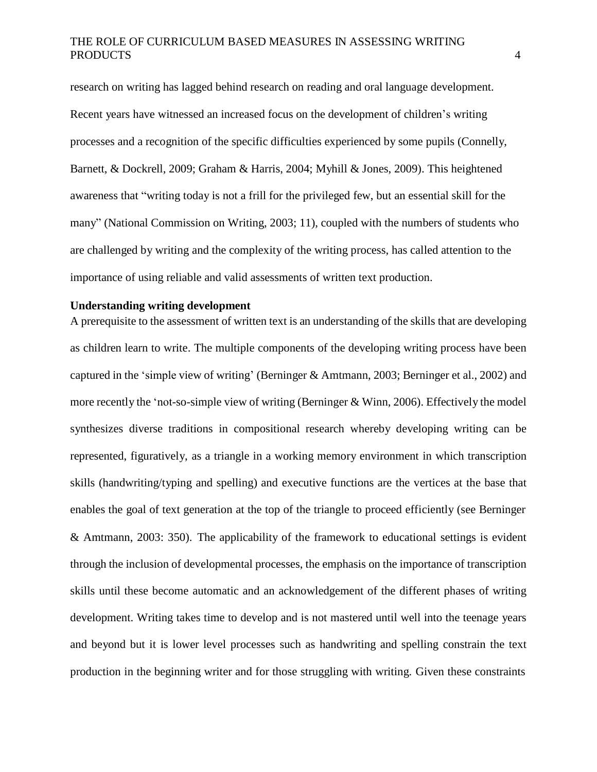research on writing has lagged behind research on reading and oral language development. Recent years have witnessed an increased focus on the development of children's writing processes and a recognition of the specific difficulties experienced by some pupils (Connelly, Barnett, & Dockrell, 2009; Graham & Harris, 2004; Myhill & Jones, 2009). This heightened awareness that "writing today is not a frill for the privileged few, but an essential skill for the many" (National Commission on Writing, 2003; 11), coupled with the numbers of students who are challenged by writing and the complexity of the writing process, has called attention to the importance of using reliable and valid assessments of written text production.

**Understanding writing development**

A prerequisite to the assessment of written text is an understanding of the skills that are developing as children learn to write. The multiple components of the developing writing process have been captured in the 'simple view of writing' (Berninger & Amtmann, 2003; Berninger et al., 2002) and more recently the 'not-so-simple view of writing (Berninger & Winn, 2006). Effectively the model synthesizes diverse traditions in compositional research whereby developing writing can be represented, figuratively, as a triangle in a working memory environment in which transcription skills (handwriting/typing and spelling) and executive functions are the vertices at the base that enables the goal of text generation at the top of the triangle to proceed efficiently (see Berninger & Amtmann, 2003: 350). The applicability of the framework to educational settings is evident through the inclusion of developmental processes, the emphasis on the importance of transcription skills until these become automatic and an acknowledgement of the different phases of writing development. Writing takes time to develop and is not mastered until well into the teenage years and beyond but it is lower level processes such as handwriting and spelling constrain the text production in the beginning writer and for those struggling with writing. Given these constraints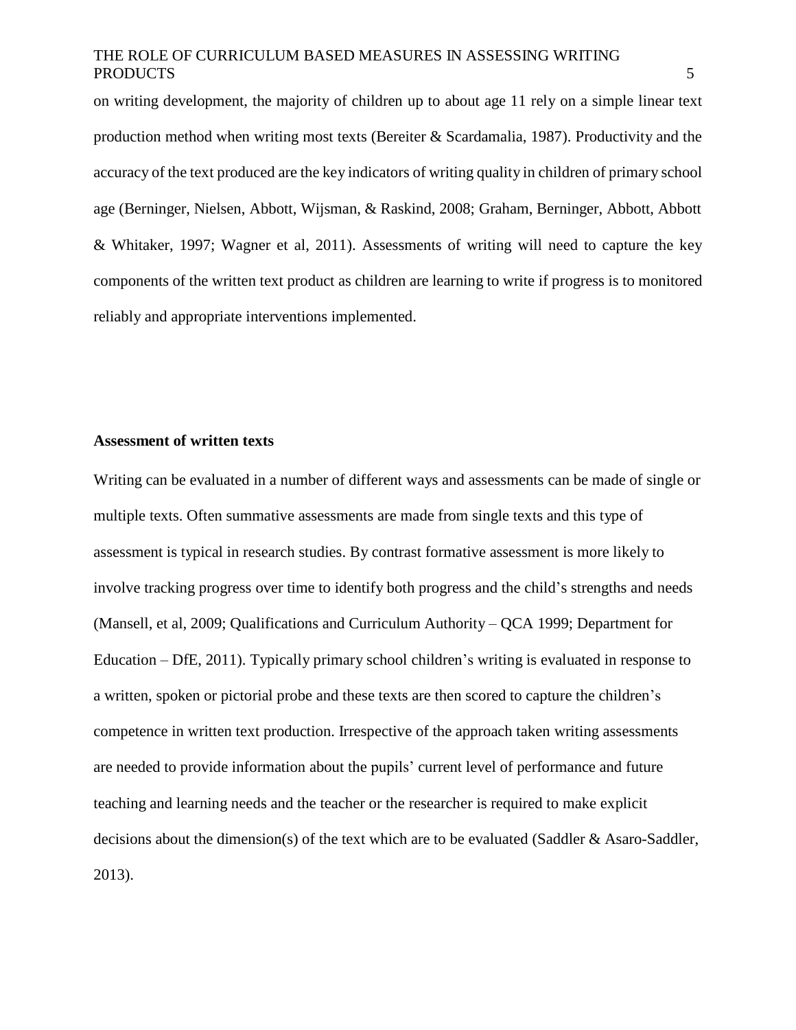on writing development, the majority of children up to about age 11 rely on a simple linear text production method when writing most texts (Bereiter & Scardamalia, 1987). Productivity and the accuracy of the text produced are the key indicators of writing quality in children of primary school age (Berninger, Nielsen, Abbott, Wijsman, & Raskind, 2008; Graham, Berninger, Abbott, Abbott & Whitaker, 1997; Wagner et al, 2011). Assessments of writing will need to capture the key components of the written text product as children are learning to write if progress is to monitored reliably and appropriate interventions implemented.

**Assessment of written texts**

Writing can be evaluated in a number of different ways and assessments can be made of single or multiple texts. Often summative assessments are made from single texts and this type of assessment is typical in research studies. By contrast formative assessment is more likely to involve tracking progress over time to identify both progress and the child's strengths and needs (Mansell, et al, 2009; Qualifications and Curriculum Authority – QCA 1999; Department for Education – DfE, 2011). Typically primary school children's writing is evaluated in response to a written, spoken or pictorial probe and these texts are then scored to capture the children's competence in written text production. Irrespective of the approach taken writing assessments are needed to provide information about the pupils' current level of performance and future teaching and learning needs and the teacher or the researcher is required to make explicit decisions about the dimension(s) of the text which are to be evaluated (Saddler & Asaro-Saddler, 2013).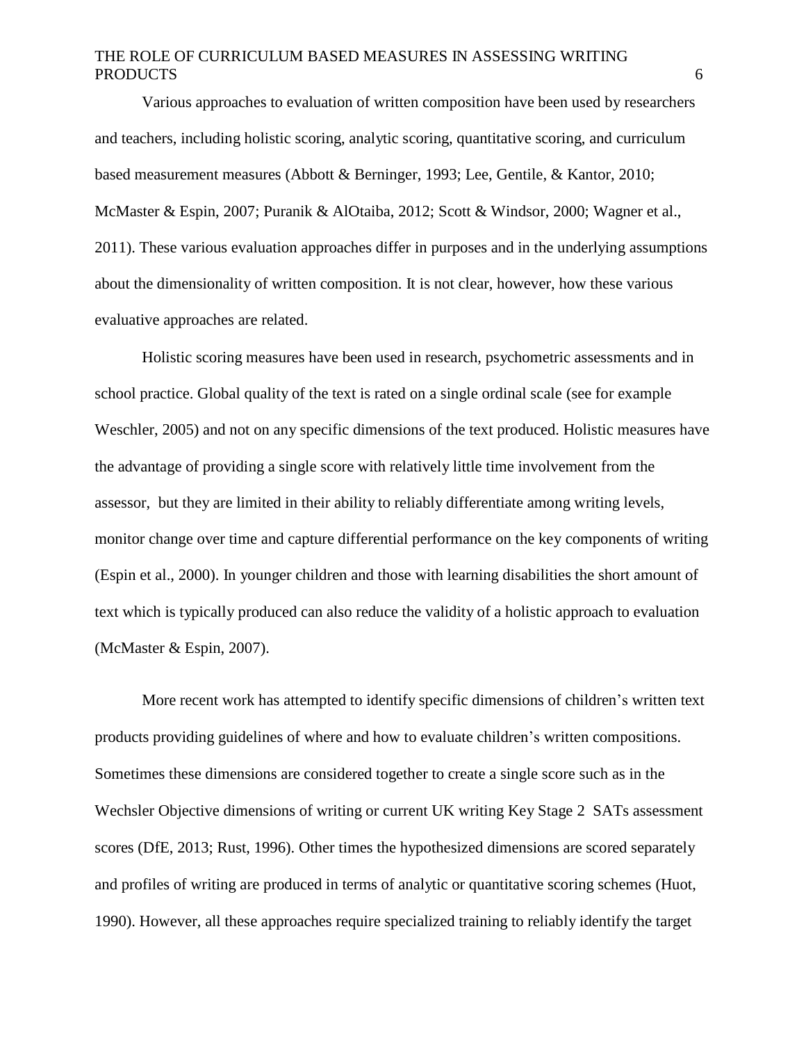Various approaches to evaluation of written composition have been used by researchers and teachers, including holistic scoring, analytic scoring, quantitative scoring, and curriculum based measurement measures (Abbott & Berninger, 1993; Lee, Gentile, & Kantor, 2010; McMaster & Espin, 2007; Puranik & AlOtaiba, 2012; Scott & Windsor, 2000; Wagner et al., 2011). These various evaluation approaches differ in purposes and in the underlying assumptions about the dimensionality of written composition. It is not clear, however, how these various evaluative approaches are related.

Holistic scoring measures have been used in research, psychometric assessments and in school practice. Global quality of the text is rated on a single ordinal scale (see for example Weschler, 2005) and not on any specific dimensions of the text produced. Holistic measures have the advantage of providing a single score with relatively little time involvement from the assessor, but they are limited in their ability to reliably differentiate among writing levels, monitor change over time and capture differential performance on the key components of writing (Espin et al., 2000). In younger children and those with learning disabilities the short amount of text which is typically produced can also reduce the validity of a holistic approach to evaluation (McMaster & Espin, 2007).

More recent work has attempted to identify specific dimensions of children's written text products providing guidelines of where and how to evaluate children's written compositions. Sometimes these dimensions are considered together to create a single score such as in the Wechsler Objective dimensions of writing or current UK writing Key Stage 2 SATs assessment scores (DfE, 2013; Rust, 1996). Other times the hypothesized dimensions are scored separately and profiles of writing are produced in terms of analytic or quantitative scoring schemes (Huot, 1990). However, all these approaches require specialized training to reliably identify the target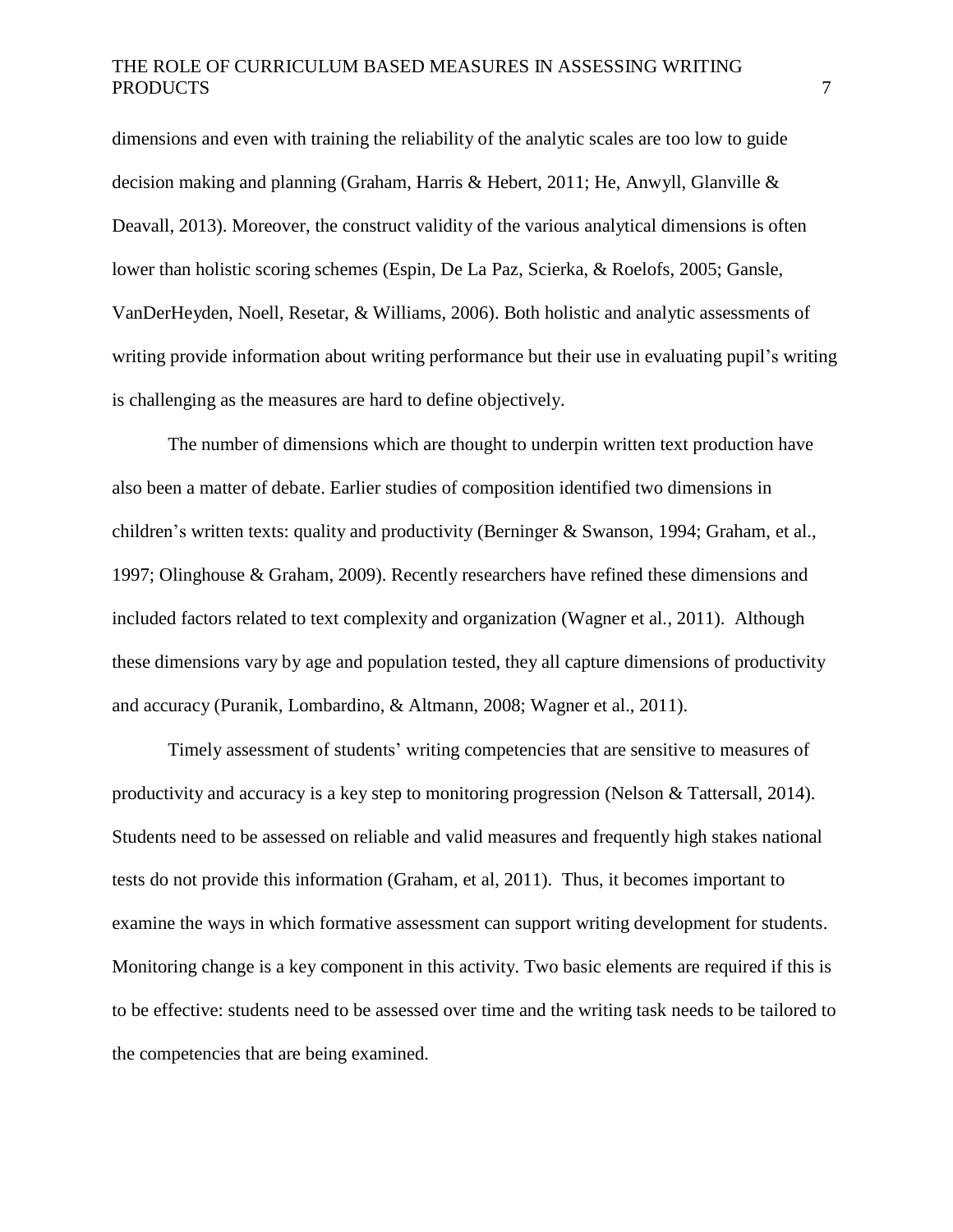dimensions and even with training the reliability of the analytic scales are too low to guide decision making and planning (Graham, Harris & Hebert, 2011; He, Anwyll, Glanville & Deavall, 2013). Moreover, the construct validity of the various analytical dimensions is often lower than holistic scoring schemes (Espin, De La Paz, Scierka, & Roelofs, 2005; Gansle, VanDerHeyden, Noell, Resetar, & Williams, 2006). Both holistic and analytic assessments of writing provide information about writing performance but their use in evaluating pupil's writing is challenging as the measures are hard to define objectively.

The number of dimensions which are thought to underpin written text production have also been a matter of debate. Earlier studies of composition identified two dimensions in children's written texts: quality and productivity (Berninger & Swanson, 1994; Graham, et al., 1997; Olinghouse & Graham, 2009). Recently researchers have refined these dimensions and included factors related to text complexity and organization (Wagner et al., 2011). Although these dimensions vary by age and population tested, they all capture dimensions of productivity and accuracy (Puranik, Lombardino, & Altmann, 2008; Wagner et al., 2011).

Timely assessment of students' writing competencies that are sensitive to measures of productivity and accuracy is a key step to monitoring progression (Nelson & Tattersall, 2014). Students need to be assessed on reliable and valid measures and frequently high stakes national tests do not provide this information (Graham, et al, 2011). Thus, it becomes important to examine the ways in which formative assessment can support writing development for students. Monitoring change is a key component in this activity. Two basic elements are required if this is to be effective: students need to be assessed over time and the writing task needs to be tailored to the competencies that are being examined.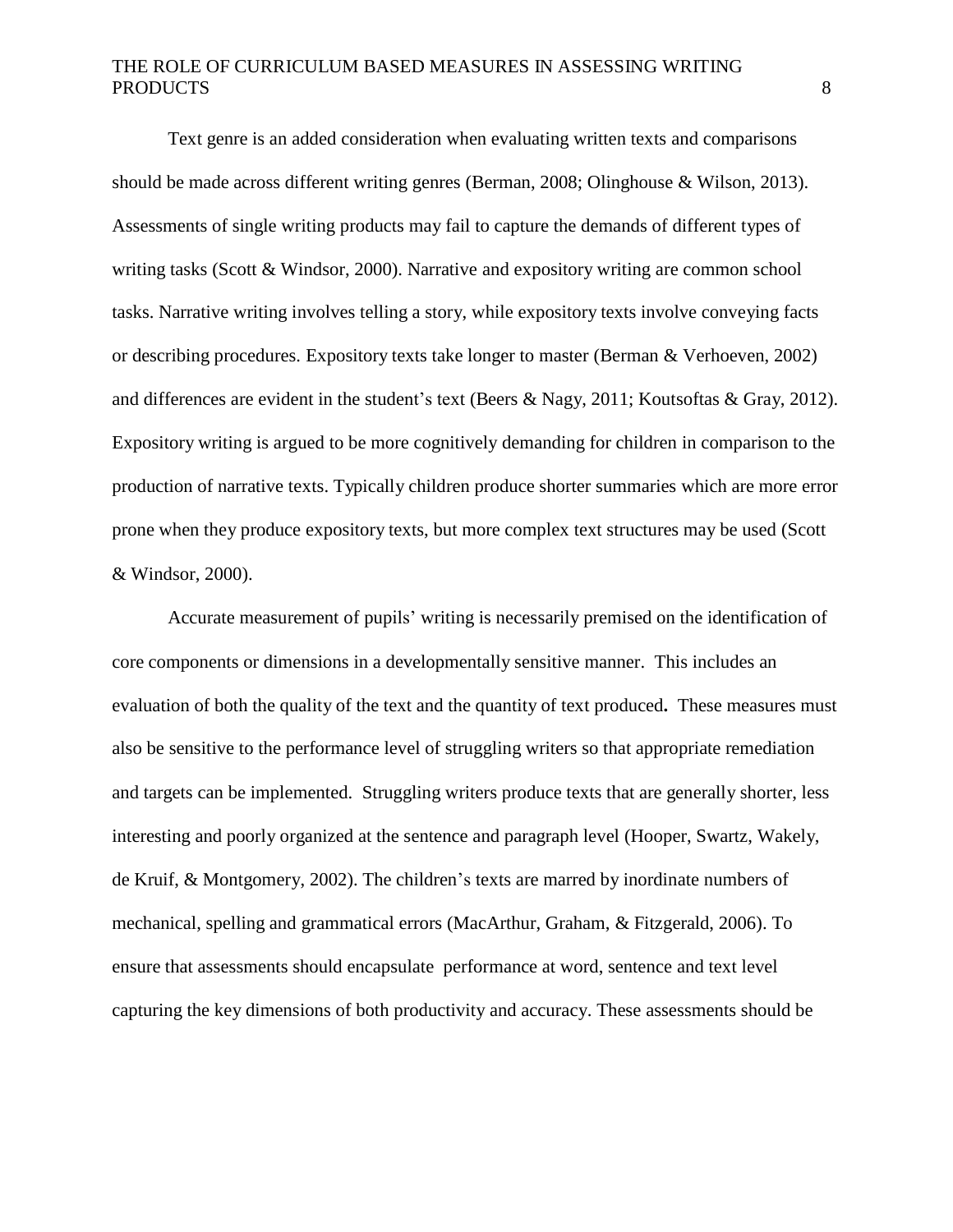Text genre is an added consideration when evaluating written texts and comparisons should be made across different writing genres (Berman, 2008; Olinghouse & Wilson, 2013). Assessments of single writing products may fail to capture the demands of different types of writing tasks (Scott & Windsor, 2000). Narrative and expository writing are common school tasks. Narrative writing involves telling a story, while expository texts involve conveying facts or describing procedures. Expository texts take longer to master (Berman & Verhoeven, 2002) and differences are evident in the student's text (Beers & Nagy, 2011; Koutsoftas & Gray, 2012). Expository writing is argued to be more cognitively demanding for children in comparison to the production of narrative texts. Typically children produce shorter summaries which are more error prone when they produce expository texts, but more complex text structures may be used (Scott & Windsor, 2000).

Accurate measurement of pupils' writing is necessarily premised on the identification of core components or dimensions in a developmentally sensitive manner. This includes an evaluation of both the quality of the text and the quantity of text produced**.** These measures must also be sensitive to the performance level of struggling writers so that appropriate remediation and targets can be implemented. Struggling writers produce texts that are generally shorter, less interesting and poorly organized at the sentence and paragraph level (Hooper, Swartz, Wakely, de Kruif, & Montgomery, 2002). The children's texts are marred by inordinate numbers of mechanical, spelling and grammatical errors (MacArthur, Graham, & Fitzgerald, 2006). To ensure that assessments should encapsulate performance at word, sentence and text level capturing the key dimensions of both productivity and accuracy. These assessments should be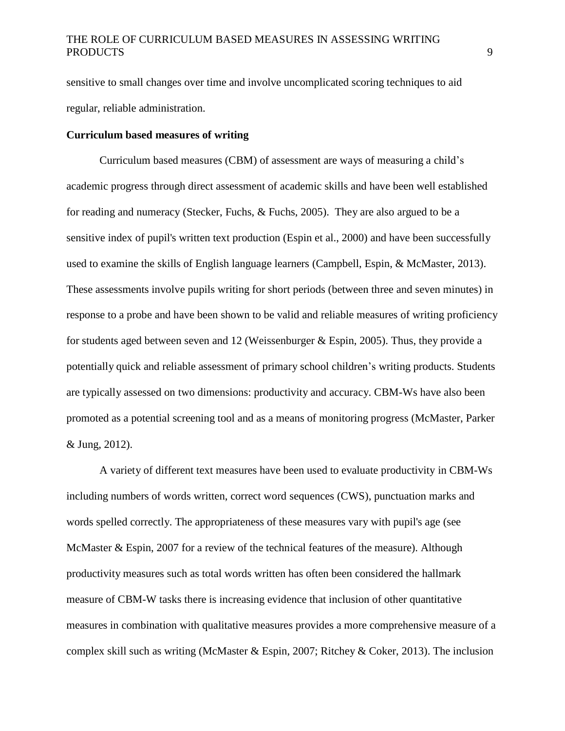sensitive to small changes over time and involve uncomplicated scoring techniques to aid regular, reliable administration.

## Curriculum based measures of writing

Curriculum based measures (CBM) of assessment are ways of measuring a child's academic progress through direct assessment of academic skills and have been well established for reading and numeracy (Stecker, Fuchs, & Fuchs, 2005). They are also argued to be a sensitive index of pupil's written text production (Espin et al., 2000) and have been successfully used to examine the skills of English language learners (Campbell, Espin, & McMaster, 2013). These assessments involve pupils writing for short periods (between three and seven minutes) in response to a probe and have been shown to be valid and reliable measures of writing proficiency for students aged between seven and 12 (Weissenburger & Espin, 2005). Thus, they provide a potentially quick and reliable assessment of primary school children's writing products. Students are typically assessed on two dimensions: productivity and accuracy. CBM-Ws have also been promoted as a potential screening tool and as a means of monitoring progress (McMaster, Parker & Jung, 2012).

A variety of different text measures have been used to evaluate productivity in CBM-Ws including numbers of words written, correct word sequences (CWS), punctuation marks and words spelled correctly. The appropriateness of these measures vary with pupil's age (see McMaster & Espin, 2007 for a review of the technical features of the measure). Although productivity measures such as total words written has often been considered the hallmark measure of CBM-W tasks there is increasing evidence that inclusion of other quantitative measures in combination with qualitative measures provides a more comprehensive measure of a complex skill such as writing (McMaster & Espin, 2007; Ritchey & Coker, 2013). The inclusion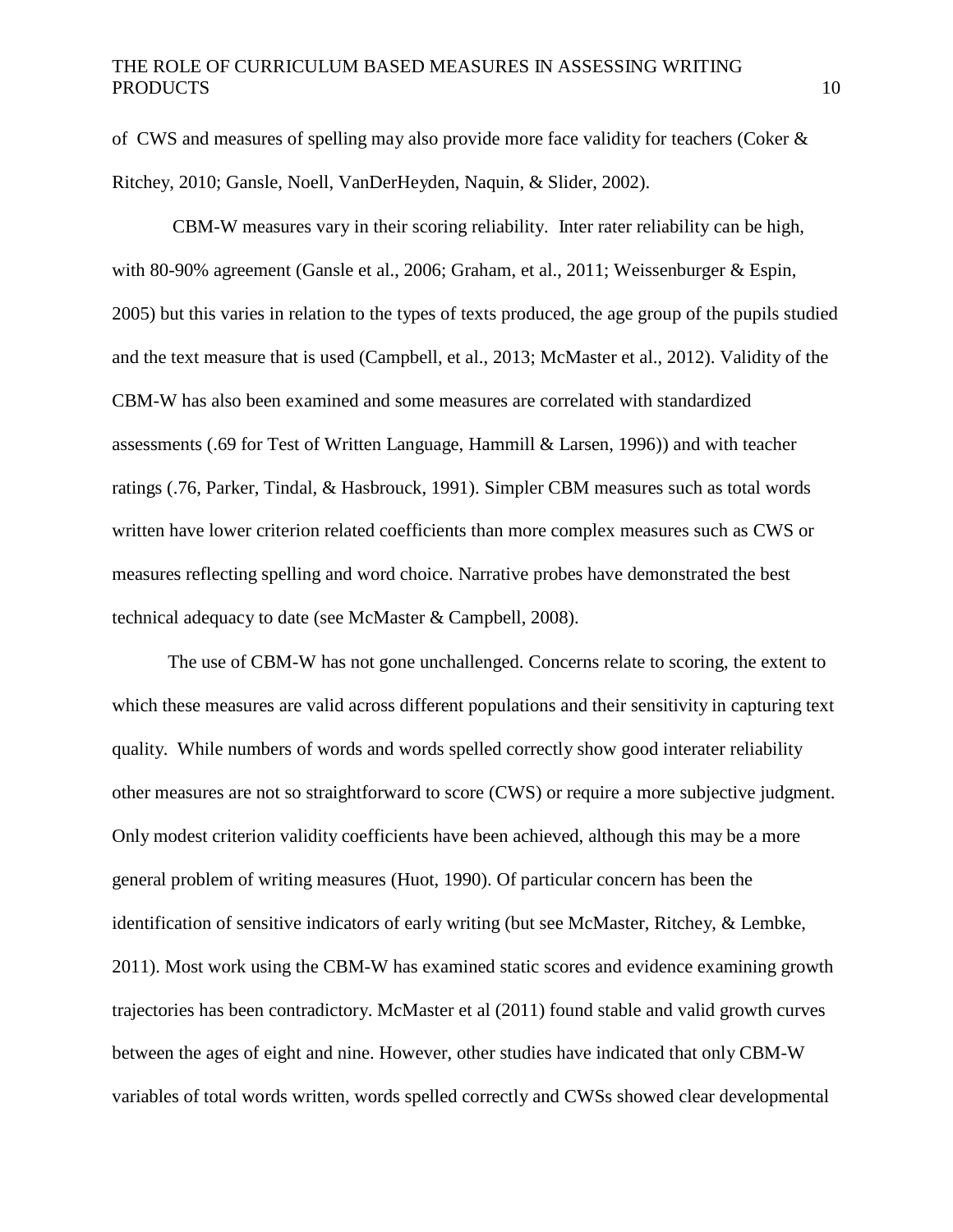of CWS and measures of spelling may also provide more face validity for teachers (Coker & Ritchey, 2010; Gansle, Noell, VanDerHeyden, Naquin, & Slider, 2002).

CBM-W measures vary in their scoring reliability. Inter rater reliability can be high, with 80-90% agreement (Gansle et al., 2006; Graham, et al., 2011; Weissenburger & Espin, 2005) but this varies in relation to the types of texts produced, the age group of the pupils studied and the text measure that is used (Campbell, et al., 2013; McMaster et al., 2012). Validity of the CBM-W has also been examined and some measures are correlated with standardized assessments (.69 for Test of Written Language, Hammill & Larsen, 1996)) and with teacher ratings (.76, Parker, Tindal, & Hasbrouck, 1991). Simpler CBM measures such as total words written have lower criterion related coefficients than more complex measures such as CWS or measures reflecting spelling and word choice. Narrative probes have demonstrated the best technical adequacy to date (see McMaster & Campbell, 2008).

The use of CBM-W has not gone unchallenged. Concerns relate to scoring, the extent to which these measures are valid across different populations and their sensitivity in capturing text quality. While numbers of words and words spelled correctly show good interater reliability other measures are not so straightforward to score (CWS) or require a more subjective judgment. Only modest criterion validity coefficients have been achieved, although this may be a more general problem of writing measures (Huot, 1990). Of particular concern has been the identification of sensitive indicators of early writing (but see McMaster, Ritchey, & Lembke, 2011). Most work using the CBM-W has examined static scores and evidence examining growth trajectories has been contradictory. McMaster et al (2011) found stable and valid growth curves between the ages of eight and nine. However, other studies have indicated that only CBM-W variables of total words written, words spelled correctly and CWSs showed clear developmental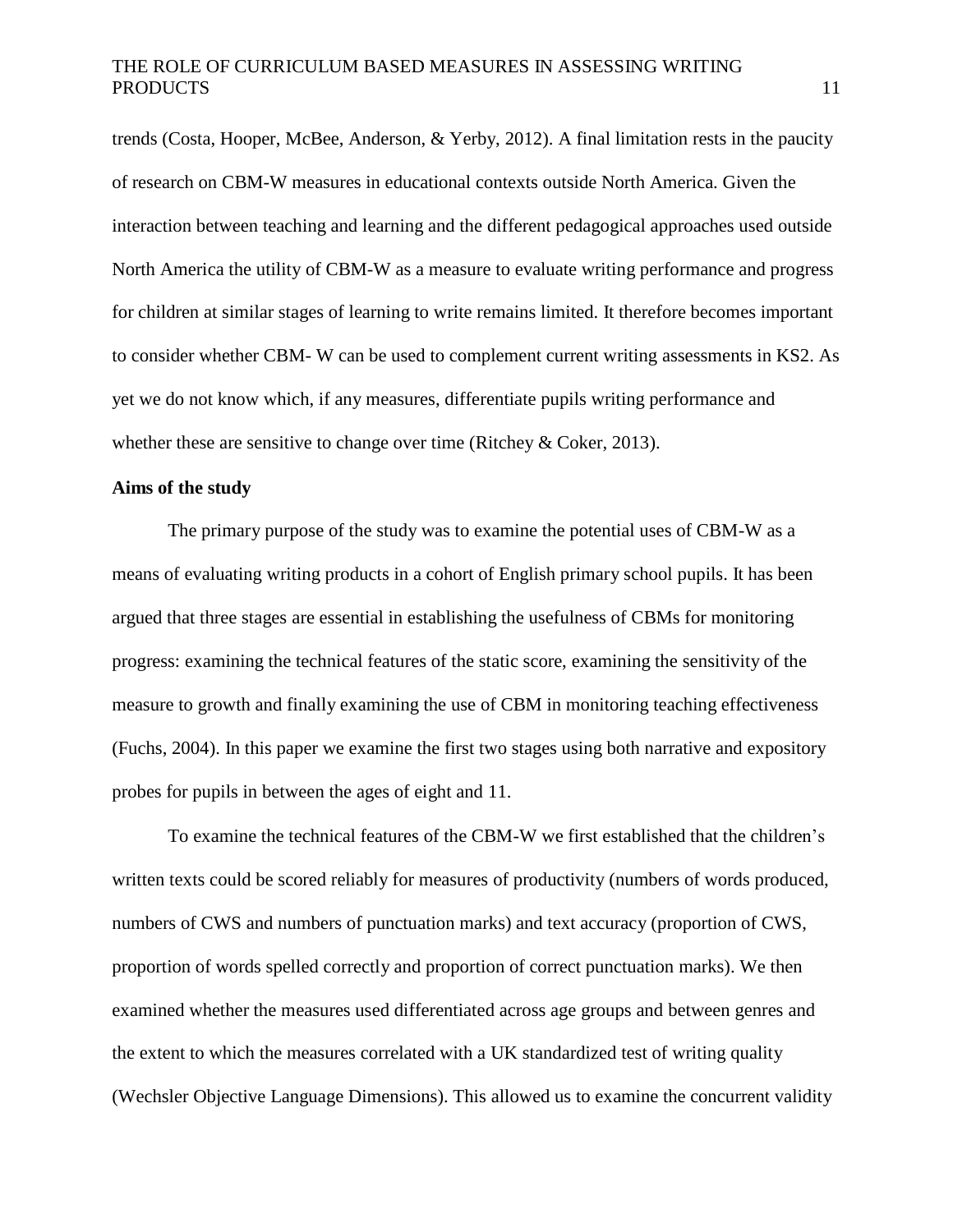trends (Costa, Hooper, McBee, Anderson, & Yerby, 2012). A final limitation rests in the paucity of research on CBM-W measures in educational contexts outside North America. Given the interaction between teaching and learning and the different pedagogical approaches used outside North America the utility of CBM-W as a measure to evaluate writing performance and progress for children at similar stages of learning to write remains limited. It therefore becomes important to consider whether CBM- W can be used to complement current writing assessments in KS2. As yet we do not know which, if any measures, differentiate pupils writing performance and whether these are sensitive to change over time (Ritchey & Coker, 2013).

**Aims of the study**

The primary purpose of the study was to examine the potential uses of CBM-W as a means of evaluating writing products in a cohort of English primary school pupils. It has been argued that three stages are essential in establishing the usefulness of CBMs for monitoring progress: examining the technical features of the static score, examining the sensitivity of the measure to growth and finally examining the use of CBM in monitoring teaching effectiveness (Fuchs, 2004). In this paper we examine the first two stages using both narrative and expository probes for pupils in between the ages of eight and 11.

To examine the technical features of the CBM-W we first established that the children's written texts could be scored reliably for measures of productivity (numbers of words produced, numbers of CWS and numbers of punctuation marks) and text accuracy (proportion of CWS, proportion of words spelled correctly and proportion of correct punctuation marks). We then examined whether the measures used differentiated across age groups and between genres and the extent to which the measures correlated with a UK standardized test of writing quality (Wechsler Objective Language Dimensions). This allowed us to examine the concurrent validity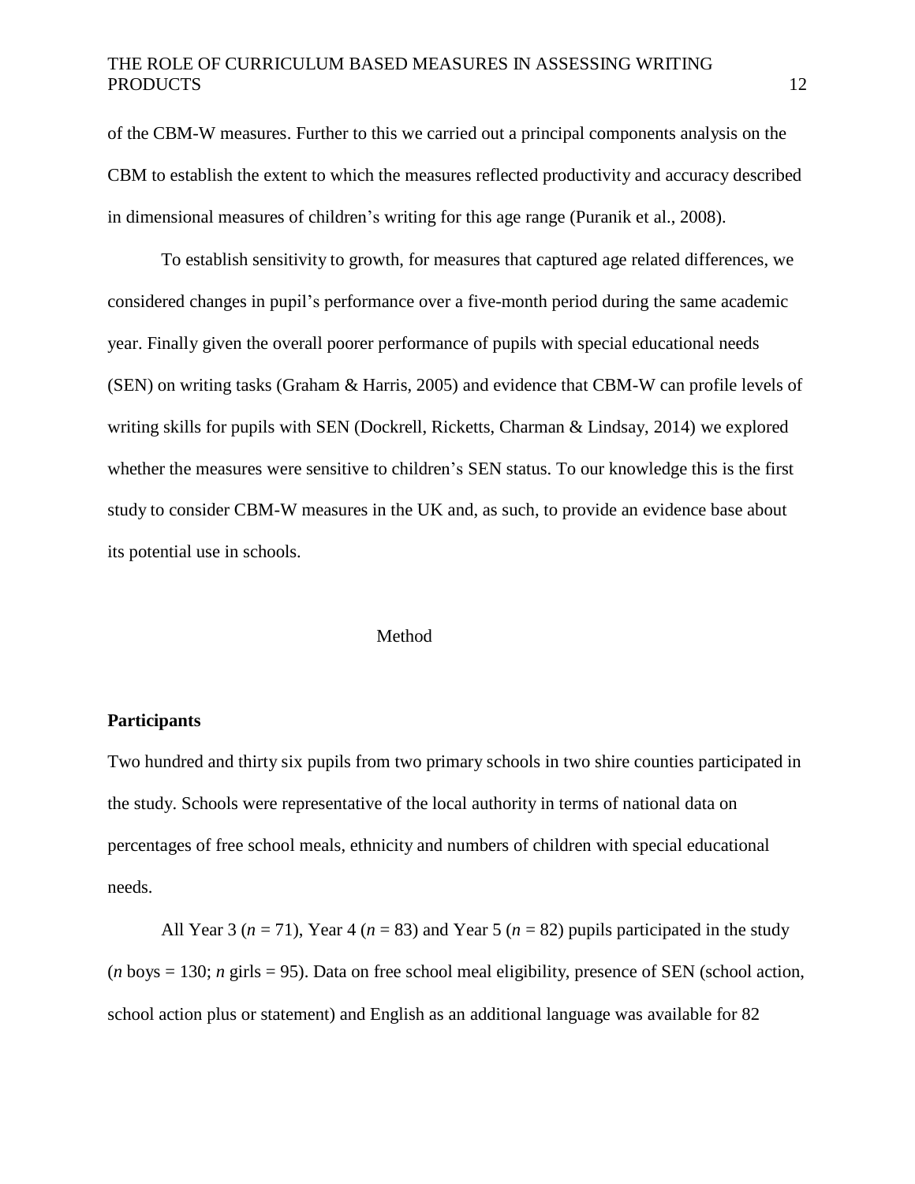of the CBM-W measures. Further to this we carried out a principal components analysis on the CBM to establish the extent to which the measures reflected productivity and accuracy described in dimensional measures of children's writing for this age range (Puranik et al., 2008).

To establish sensitivity to growth, for measures that captured age related differences, we considered changes in pupil's performance over a five-month period during the same academic year. Finally given the overall poorer performance of pupils with special educational needs (SEN) on writing tasks (Graham & Harris, 2005) and evidence that CBM-W can profile levels of writing skills for pupils with SEN (Dockrell, Ricketts, Charman & Lindsay, 2014) we explored whether the measures were sensitive to children's SEN status. To our knowledge this is the first study to consider CBM-W measures in the UK and, as such, to provide an evidence base about its potential use in schools.

# Method

## Participants

Two hundred and thirty six pupils from two primary schools in two shire counties participated in the study. Schools were representative of the local authority in terms of national data on percentages of free school meals, ethnicity and numbers of children with special educational needs.

All Year 3 ($n$ = 71), Year 4 ($n$ = 83) and Year 5 ($n$ = 82) pupils participated in the study ($n$ boys = 130; $n$ girls = 95). Data on free school meal eligibility, presence of SEN (school action, school action plus or statement) and English as an additional language was available for 82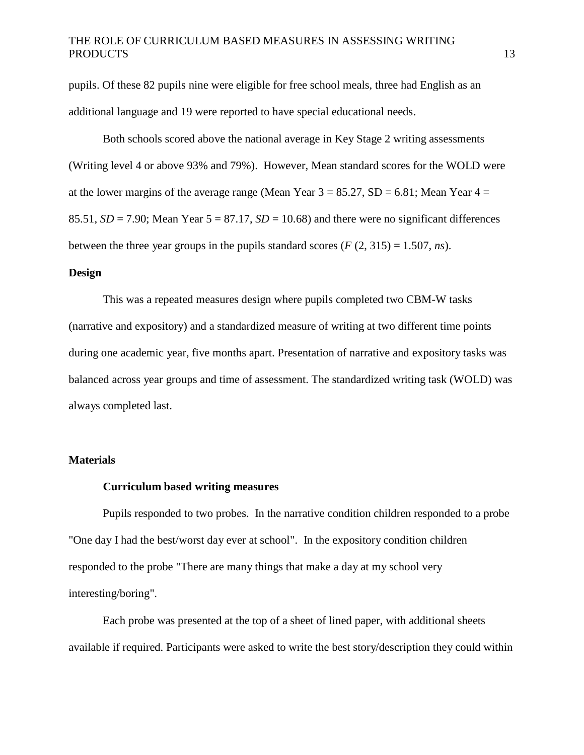pupils. Of these 82 pupils nine were eligible for free school meals, three had English as an additional language and 19 were reported to have special educational needs.

Both schools scored above the national average in Key Stage 2 writing assessments (Writing level 4 or above 93% and 79%). However, Mean standard scores for the WOLD were at the lower margins of the average range (Mean Year 3 = 85.27, SD = 6.81; Mean Year 4 = 85.51, *SD* = 7.90; Mean Year 5 = 87.17, *SD* = 10.68) and there were no significant differences between the three year groups in the pupils standard scores ($F$ (2, 315) = 1.507, *ns*).

## Design

This was a repeated measures design where pupils completed two CBM-W tasks (narrative and expository) and a standardized measure of writing at two different time points during one academic year, five months apart. Presentation of narrative and expository tasks was balanced across year groups and time of assessment. The standardized writing task (WOLD) was always completed last.

## Materials

### Curriculum based writing measures

Pupils responded to two probes. In the narrative condition children responded to a probe "One day I had the best/worst day ever at school". In the expository condition children responded to the probe "There are many things that make a day at my school very interesting/boring".

Each probe was presented at the top of a sheet of lined paper, with additional sheets available if required. Participants were asked to write the best story/description they could within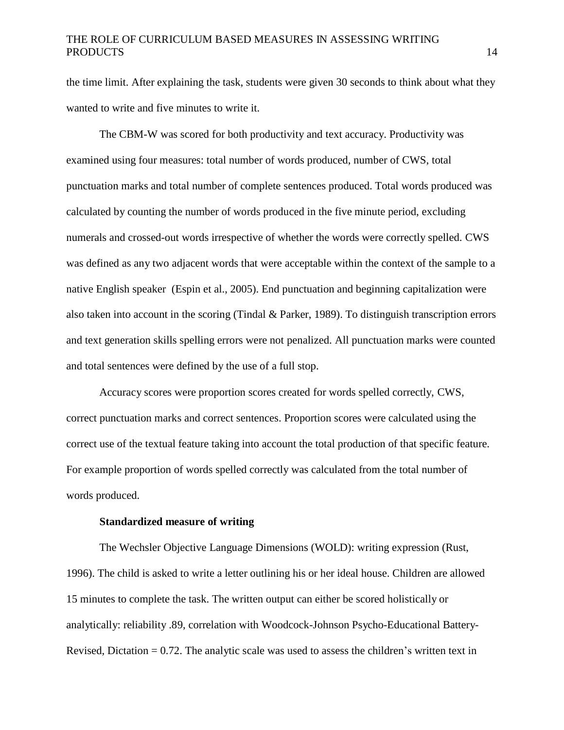the time limit. After explaining the task, students were given 30 seconds to think about what they wanted to write and five minutes to write it.

The CBM-W was scored for both productivity and text accuracy. Productivity was examined using four measures: total number of words produced, number of CWS, total punctuation marks and total number of complete sentences produced. Total words produced was calculated by counting the number of words produced in the five minute period, excluding numerals and crossed-out words irrespective of whether the words were correctly spelled. CWS was defined as any two adjacent words that were acceptable within the context of the sample to a native English speaker (Espin et al., 2005). End punctuation and beginning capitalization were also taken into account in the scoring (Tindal & Parker, 1989). To distinguish transcription errors and text generation skills spelling errors were not penalized. All punctuation marks were counted and total sentences were defined by the use of a full stop.

Accuracy scores were proportion scores created for words spelled correctly, CWS, correct punctuation marks and correct sentences. Proportion scores were calculated using the correct use of the textual feature taking into account the total production of that specific feature. For example proportion of words spelled correctly was calculated from the total number of words produced.

### Standardized measure of writing

The Wechsler Objective Language Dimensions (WOLD): writing expression (Rust, 1996). The child is asked to write a letter outlining his or her ideal house. Children are allowed 15 minutes to complete the task. The written output can either be scored holistically or analytically: reliability .89, correlation with Woodcock-Johnson Psycho-Educational Battery-Revised, Dictation = 0.72. The analytic scale was used to assess the children's written text in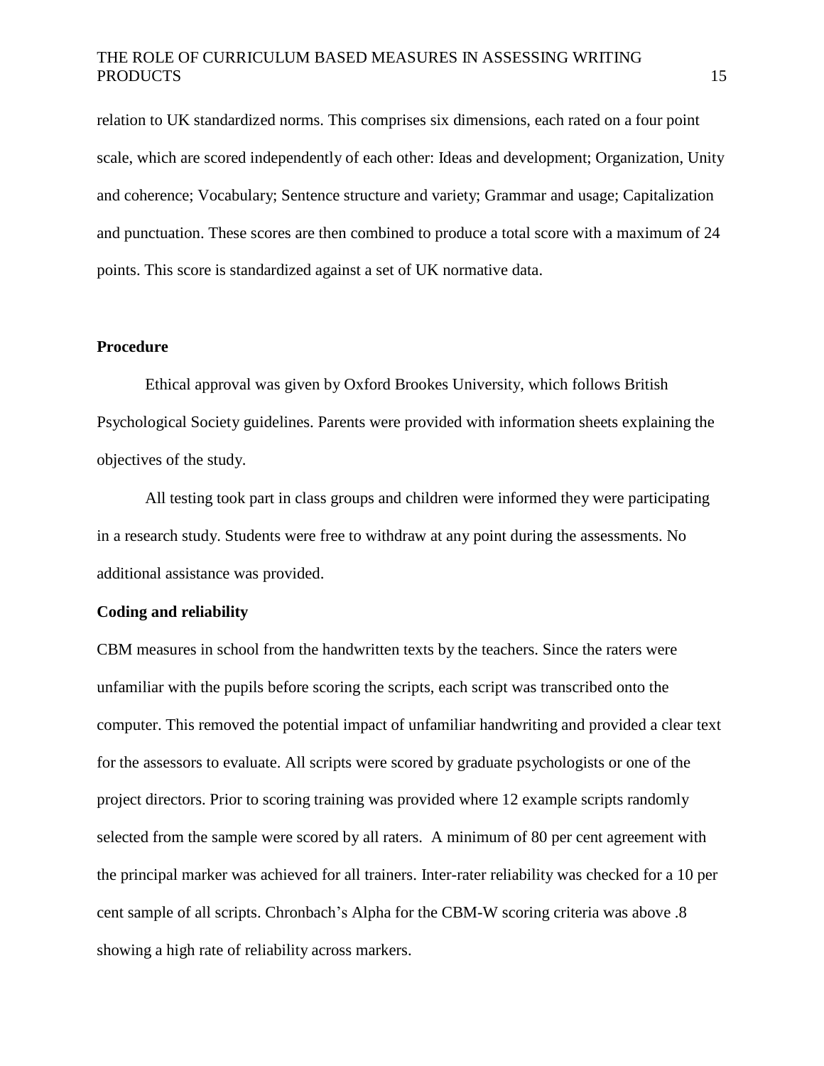relation to UK standardized norms. This comprises six dimensions, each rated on a four point scale, which are scored independently of each other: Ideas and development; Organization, Unity and coherence; Vocabulary; Sentence structure and variety; Grammar and usage; Capitalization and punctuation. These scores are then combined to produce a total score with a maximum of 24 points. This score is standardized against a set of UK normative data.

**Procedure**

Ethical approval was given by Oxford Brookes University, which follows British Psychological Society guidelines. Parents were provided with information sheets explaining the objectives of the study.

All testing took part in class groups and children were informed they were participating in a research study. Students were free to withdraw at any point during the assessments. No additional assistance was provided.

**Coding and reliability**

CBM measures in school from the handwritten texts by the teachers. Since the raters were unfamiliar with the pupils before scoring the scripts, each script was transcribed onto the computer. This removed the potential impact of unfamiliar handwriting and provided a clear text for the assessors to evaluate. All scripts were scored by graduate psychologists or one of the project directors. Prior to scoring training was provided where 12 example scripts randomly selected from the sample were scored by all raters. A minimum of 80 per cent agreement with the principal marker was achieved for all trainers. Inter-rater reliability was checked for a 10 per cent sample of all scripts. Chronbach's Alpha for the CBM-W scoring criteria was above .8 showing a high rate of reliability across markers.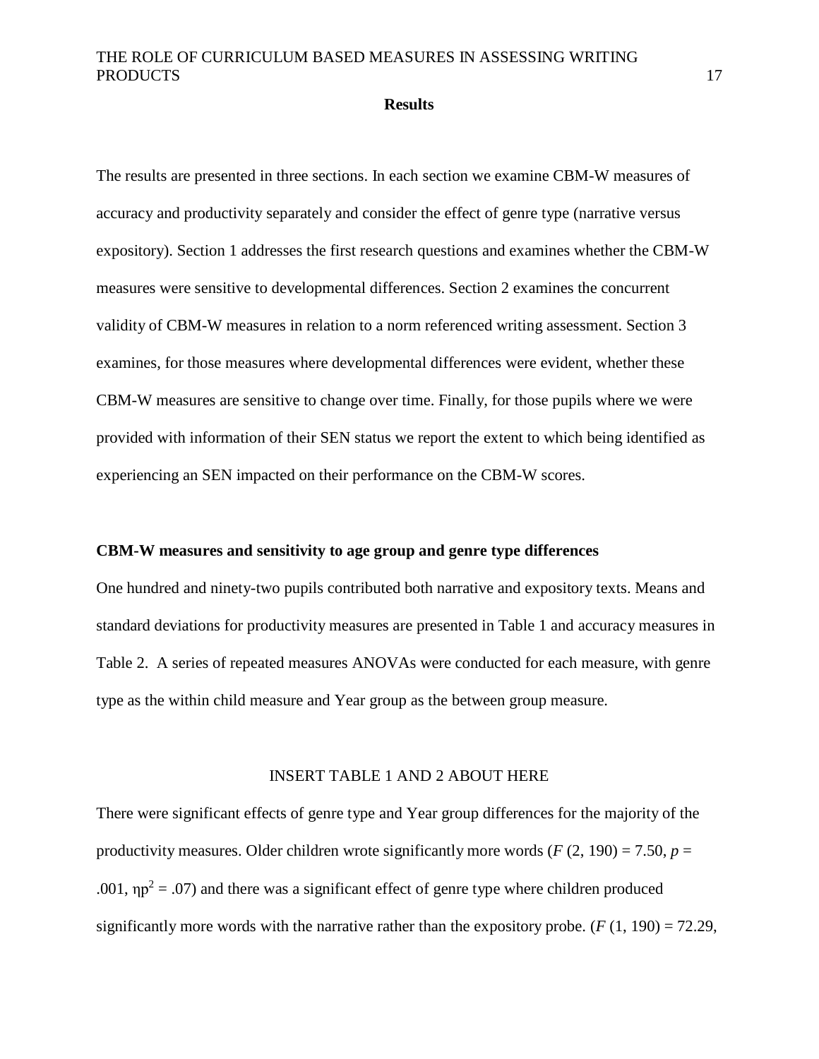## Results

The results are presented in three sections. In each section we examine CBM-W measures of accuracy and productivity separately and consider the effect of genre type (narrative versus expository). Section 1 addresses the first research questions and examines whether the CBM-W measures were sensitive to developmental differences. Section 2 examines the concurrent validity of CBM-W measures in relation to a norm referenced writing assessment. Section 3 examines, for those measures where developmental differences were evident, whether these CBM-W measures are sensitive to change over time. Finally, for those pupils where we were provided with information of their SEN status we report the extent to which being identified as experiencing an SEN impacted on their performance on the CBM-W scores.

### CBM-W measures and sensitivity to age group and genre type differences

One hundred and ninety-two pupils contributed both narrative and expository texts. Means and standard deviations for productivity measures are presented in Table 1 and accuracy measures in Table 2. A series of repeated measures ANOVAs were conducted for each measure, with genre type as the within child measure and Year group as the between group measure.

INSERT TABLE 1 AND 2 ABOUT HERE

There were significant effects of genre type and Year group differences for the majority of the productivity measures. Older children wrote significantly more words ($F$ (2, 190) = 7.50, $p$ = .001, $\eta p^2 = .07$) and there was a significant effect of genre type where children produced significantly more words with the narrative rather than the expository probe. ($F$ (1, 190) = 72.29,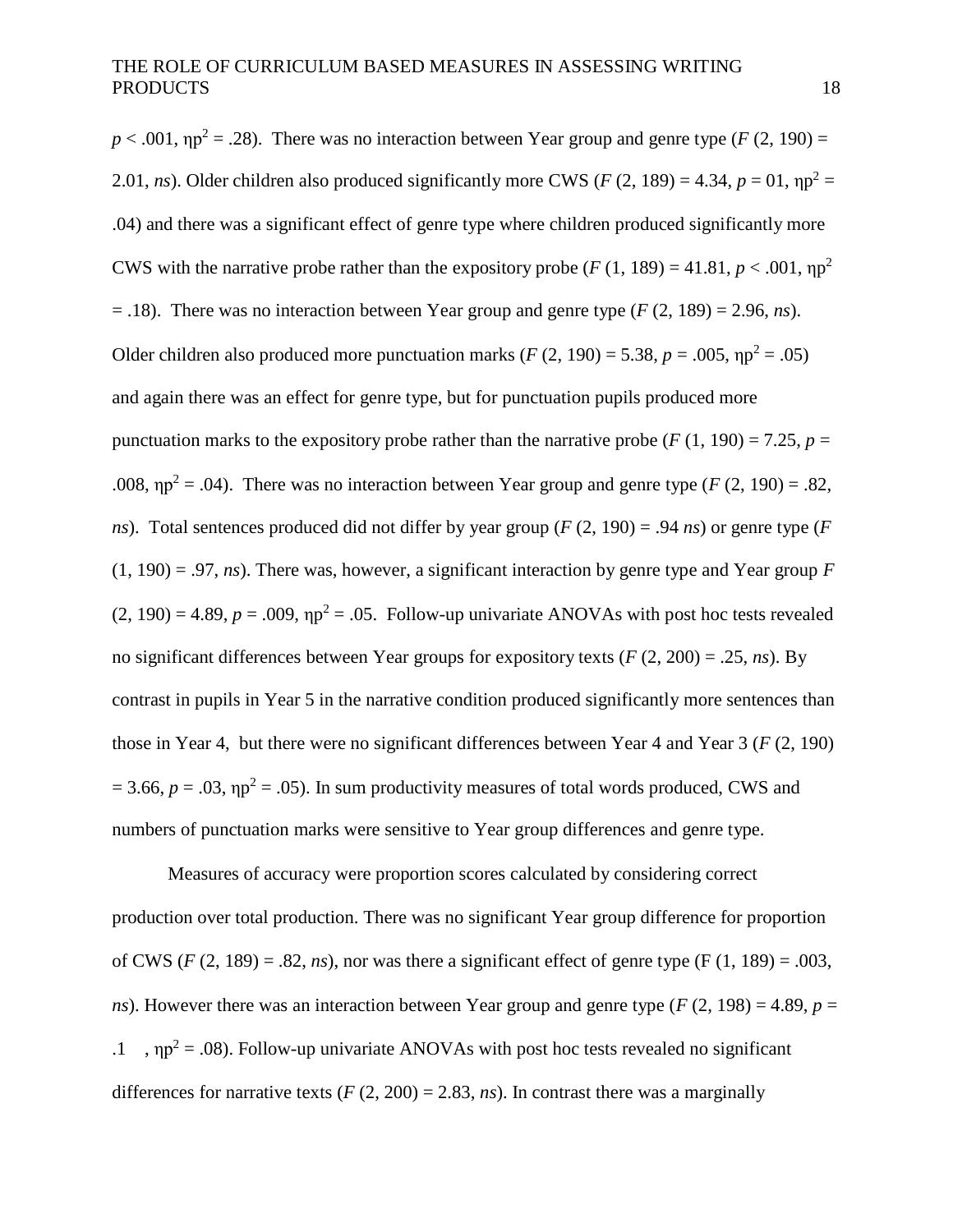$p < .001$, $\eta p^2 = .28$). There was no interaction between Year group and genre type ($F$ (2, 190) = 2.01, *ns*). Older children also produced significantly more CWS ($F$ (2, 189) = 4.34, $p$ = 01, $\eta p^2$ = .04) and there was a significant effect of genre type where children produced significantly more CWS with the narrative probe rather than the expository probe ($F$ (1, 189) = 41.81, $p < .001$, $\eta p^2$ = .18). There was no interaction between Year group and genre type ($F$ (2, 189) = 2.96, *ns*). Older children also produced more punctuation marks ($F$ (2, 190) = 5.38, $p$ = .005, $\eta p^2$ = .05) and again there was an effect for genre type, but for punctuation pupils produced more punctuation marks to the expository probe rather than the narrative probe ($F$ (1, 190) = 7.25, $p$ = .008, $\eta p^2$ = .04). There was no interaction between Year group and genre type ($F$ (2, 190) = .82, *ns*). Total sentences produced did not differ by year group ($F$ (2, 190) = .94 *ns*) or genre type ($F$ (1, 190) = .97, *ns*). There was, however, a significant interaction by genre type and Year group $F$ (2, 190) = 4.89, $p$ = .009, $\eta p^2$ = .05. Follow-up univariate ANOVAs with post hoc tests revealed no significant differences between Year groups for expository texts ($F$ (2, 200) = .25, *ns*). By contrast in pupils in Year 5 in the narrative condition produced significantly more sentences than those in Year 4, but there were no significant differences between Year 4 and Year 3 ($F$ (2, 190) = 3.66, $p$ = .03, $\eta p^2$ = .05). In sum productivity measures of total words produced, CWS and numbers of punctuation marks were sensitive to Year group differences and genre type.

Measures of accuracy were proportion scores calculated by considering correct production over total production. There was no significant Year group difference for proportion of CWS ($F$ (2, 189) = .82, *ns*), nor was there a significant effect of genre type (F (1, 189) = .003, *ns*). However there was an interaction between Year group and genre type ($F$ (2, 198) = 4.89, $p$ = .1 , $\eta p^2$ = .08). Follow-up univariate ANOVAs with post hoc tests revealed no significant differences for narrative texts ($F$ (2, 200) = 2.83, *ns*). In contrast there was a marginally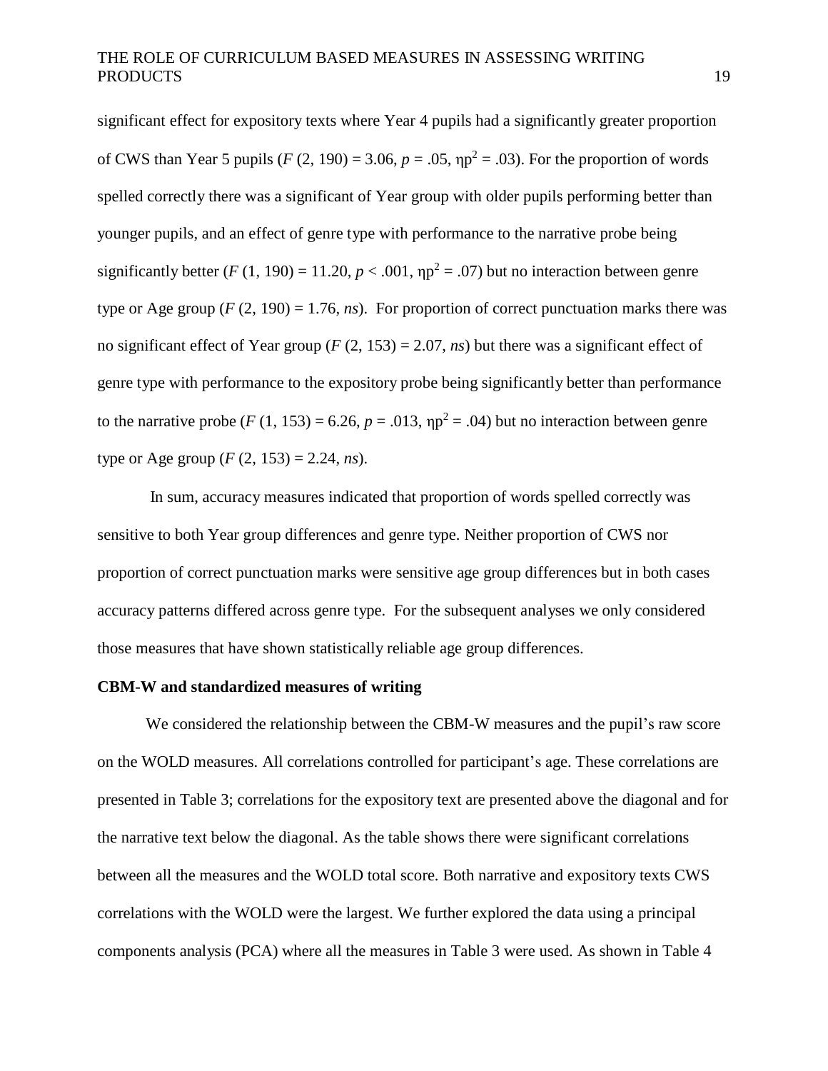significant effect for expository texts where Year 4 pupils had a significantly greater proportion of CWS than Year 5 pupils ($F$ (2, 190) = 3.06, $p$ = .05, $\eta p^2$ = .03). For the proportion of words spelled correctly there was a significant of Year group with older pupils performing better than younger pupils, and an effect of genre type with performance to the narrative probe being significantly better ($F$ (1, 190) = 11.20, $p$ < .001, $\eta p^2$ = .07) but no interaction between genre type or Age group ($F$ (2, 190) = 1.76, *ns*). For proportion of correct punctuation marks there was no significant effect of Year group ($F$ (2, 153) = 2.07, *ns*) but there was a significant effect of genre type with performance to the expository probe being significantly better than performance to the narrative probe ($F$ (1, 153) = 6.26, $p$ = .013, $\eta p^2$ = .04) but no interaction between genre type or Age group ($F$ (2, 153) = 2.24, *ns*).

In sum, accuracy measures indicated that proportion of words spelled correctly was sensitive to both Year group differences and genre type. Neither proportion of CWS nor proportion of correct punctuation marks were sensitive age group differences but in both cases accuracy patterns differed across genre type. For the subsequent analyses we only considered those measures that have shown statistically reliable age group differences.

**CBM-W and standardized measures of writing**

We considered the relationship between the CBM-W measures and the pupil's raw score on the WOLD measures. All correlations controlled for participant's age. These correlations are presented in Table 3; correlations for the expository text are presented above the diagonal and for the narrative text below the diagonal. As the table shows there were significant correlations between all the measures and the WOLD total score. Both narrative and expository texts CWS correlations with the WOLD were the largest. We further explored the data using a principal components analysis (PCA) where all the measures in Table 3 were used. As shown in Table 4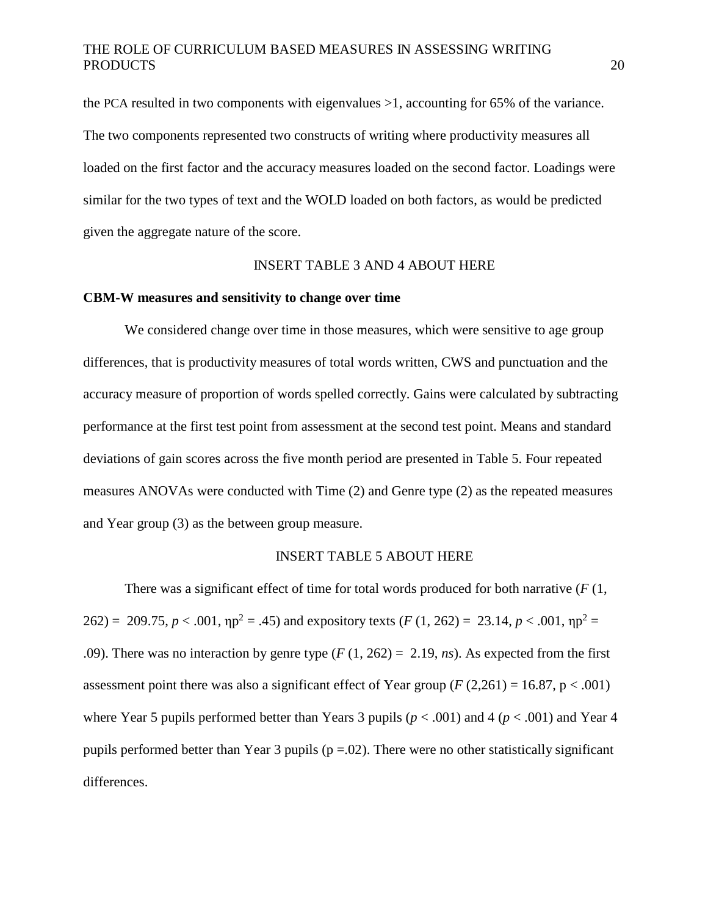the PCA resulted in two components with eigenvalues >1, accounting for 65% of the variance. The two components represented two constructs of writing where productivity measures all loaded on the first factor and the accuracy measures loaded on the second factor. Loadings were similar for the two types of text and the WOLD loaded on both factors, as would be predicted given the aggregate nature of the score.

INSERT TABLE 3 AND 4 ABOUT HERE

**CBM-W measures and sensitivity to change over time**

We considered change over time in those measures, which were sensitive to age group differences, that is productivity measures of total words written, CWS and punctuation and the accuracy measure of proportion of words spelled correctly. Gains were calculated by subtracting performance at the first test point from assessment at the second test point. Means and standard deviations of gain scores across the five month period are presented in Table 5. Four repeated measures ANOVAs were conducted with Time (2) and Genre type (2) as the repeated measures and Year group (3) as the between group measure.

INSERT TABLE 5 ABOUT HERE

There was a significant effect of time for total words produced for both narrative ($F$ (1, 262) = 209.75, $p < .001$, $\eta p^2 = .45$) and expository texts ($F$ (1, 262) = 23.14, $p < .001$, $\eta p^2 = .09$). There was no interaction by genre type ($F$ (1, 262) = 2.19, *ns*). As expected from the first assessment point there was also a significant effect of Year group ($F$ (2,261) = 16.87, $p < .001$) where Year 5 pupils performed better than Years 3 pupils ($p < .001$) and 4 ($p < .001$) and Year 4 pupils performed better than Year 3 pupils ($p = .02$). There were no other statistically significant differences.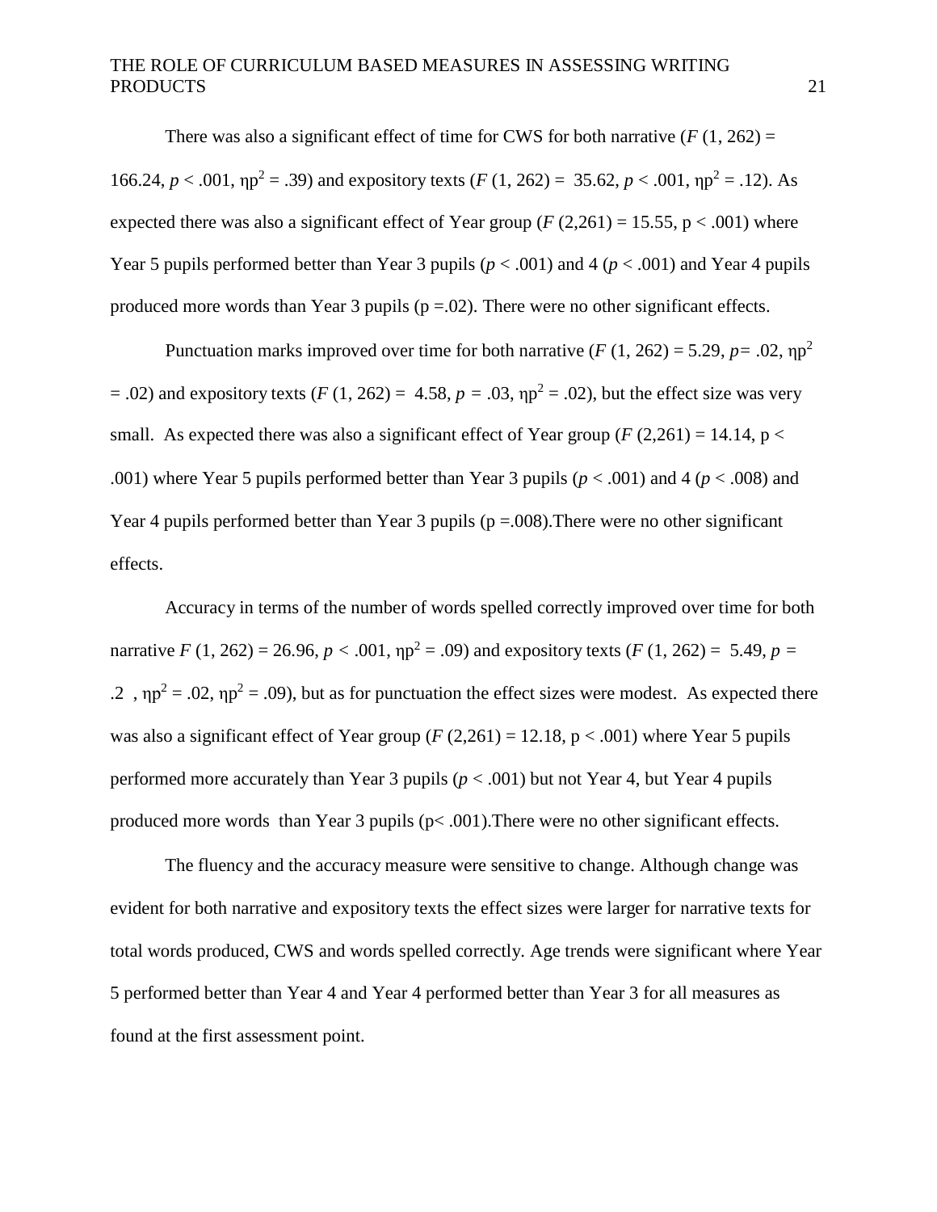There was also a significant effect of time for CWS for both narrative ($F$ (1, 262) = 166.24, $p < .001$, $\eta p^2 = .39$) and expository texts ($F$ (1, 262) = 35.62, $p < .001$, $\eta p^2 = .12$). As expected there was also a significant effect of Year group ($F$ (2,261) = 15.55, $p < .001$) where Year 5 pupils performed better than Year 3 pupils ($p < .001$) and 4 ($p < .001$) and Year 4 pupils produced more words than Year 3 pupils ($p = .02$). There were no other significant effects.

Punctuation marks improved over time for both narrative ($F$ (1, 262) = 5.29, $p = .02$, $\eta p^2 = .02$) and expository texts ($F$ (1, 262) = 4.58, $p = .03$, $\eta p^2 = .02$), but the effect size was very small. As expected there was also a significant effect of Year group ($F$ (2,261) = 14.14, $p < .001$) where Year 5 pupils performed better than Year 3 pupils ($p < .001$) and 4 ($p < .008$) and Year 4 pupils performed better than Year 3 pupils ($p = .008$).There were no other significant effects.

Accuracy in terms of the number of words spelled correctly improved over time for both narrative $F$ (1, 262) = 26.96, $p < .001$, $\eta p^2 = .09$) and expository texts ($F$ (1, 262) = 5.49, $p = .2$ , $\eta p^2 = .02$, $\eta p^2 = .09$), but as for punctuation the effect sizes were modest. As expected there was also a significant effect of Year group ($F$ (2,261) = 12.18, $p < .001$) where Year 5 pupils performed more accurately than Year 3 pupils ($p < .001$) but not Year 4, but Year 4 pupils produced more words than Year 3 pupils ($p < .001$).There were no other significant effects.

The fluency and the accuracy measure were sensitive to change. Although change was evident for both narrative and expository texts the effect sizes were larger for narrative texts for total words produced, CWS and words spelled correctly. Age trends were significant where Year 5 performed better than Year 4 and Year 4 performed better than Year 3 for all measures as found at the first assessment point.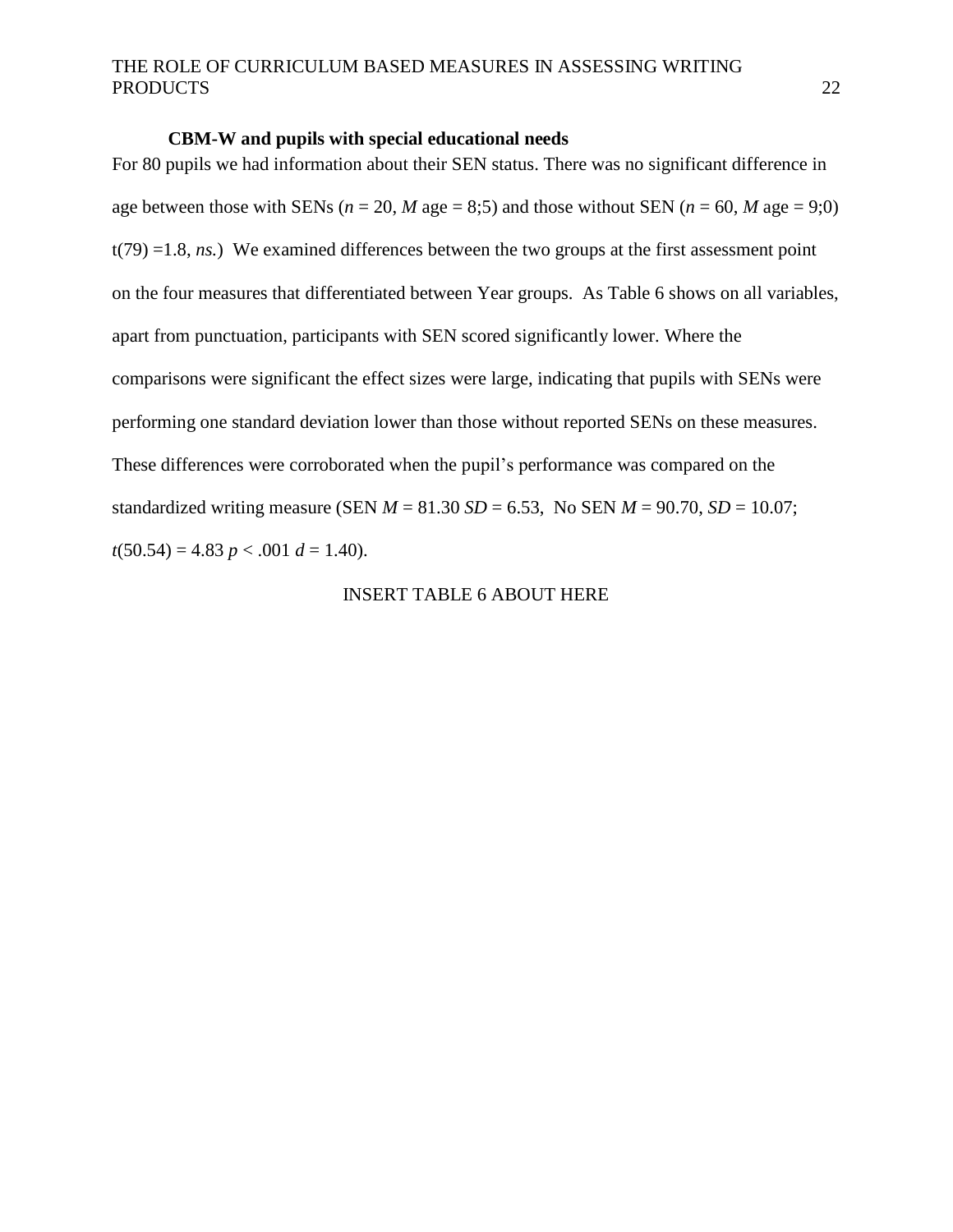### CBM-W and pupils with special educational needs

For 80 pupils we had information about their SEN status. There was no significant difference in age between those with SENs ($n$ = 20, $M$ age = 8;5) and those without SEN ($n$ = 60, $M$ age = 9;0) t(79) =1.8, *ns.*) We examined differences between the two groups at the first assessment point on the four measures that differentiated between Year groups. As Table 6 shows on all variables, apart from punctuation, participants with SEN scored significantly lower. Where the comparisons were significant the effect sizes were large, indicating that pupils with SENs were performing one standard deviation lower than those without reported SENs on these measures. These differences were corroborated when the pupil's performance was compared on the standardized writing measure (SEN $M$ = 81.30 $SD$ = 6.53, No SEN $M$ = 90.70, $SD$ = 10.07; $t(50.54) = 4.83$ $p < .001$ $d = 1.40$).

INSERT TABLE 6 ABOUT HERE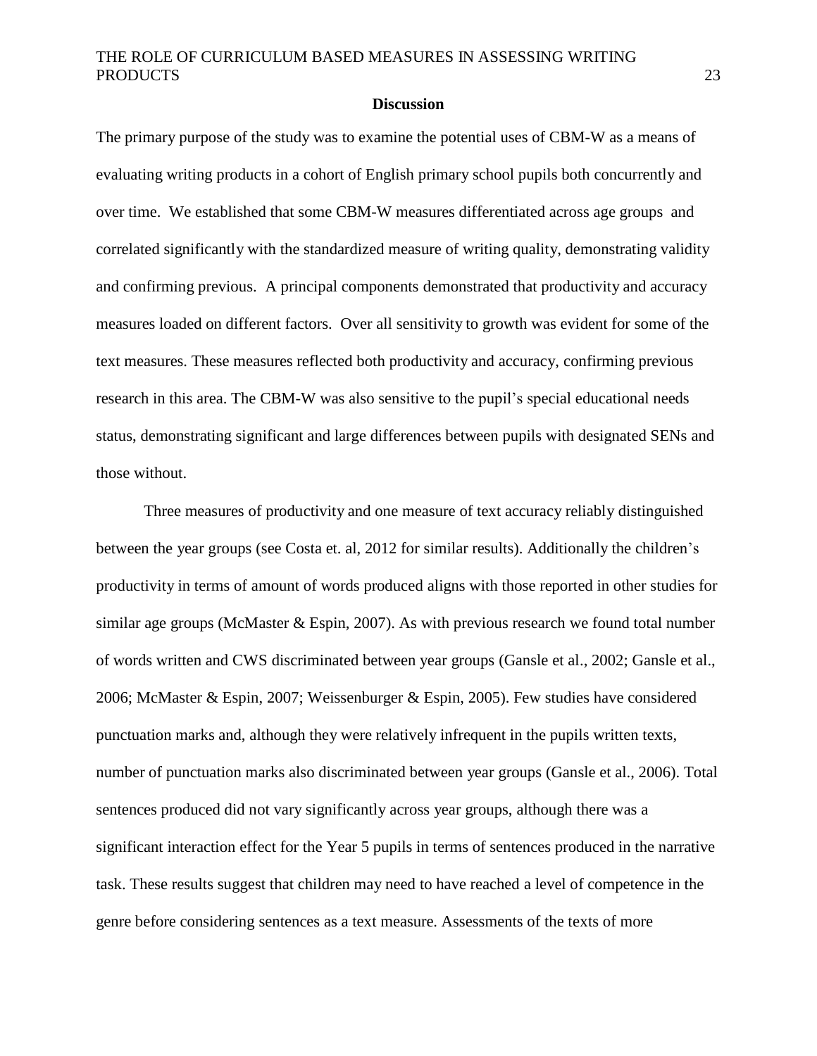## Discussion

The primary purpose of the study was to examine the potential uses of CBM-W as a means of evaluating writing products in a cohort of English primary school pupils both concurrently and over time. We established that some CBM-W measures differentiated across age groups and correlated significantly with the standardized measure of writing quality, demonstrating validity and confirming previous. A principal components demonstrated that productivity and accuracy measures loaded on different factors. Over all sensitivity to growth was evident for some of the text measures. These measures reflected both productivity and accuracy, confirming previous research in this area. The CBM-W was also sensitive to the pupil's special educational needs status, demonstrating significant and large differences between pupils with designated SENs and those without.

Three measures of productivity and one measure of text accuracy reliably distinguished between the year groups (see Costa et. al, 2012 for similar results). Additionally the children's productivity in terms of amount of words produced aligns with those reported in other studies for similar age groups (McMaster & Espin, 2007). As with previous research we found total number of words written and CWS discriminated between year groups (Gansle et al., 2002; Gansle et al., 2006; McMaster & Espin, 2007; Weissenburger & Espin, 2005). Few studies have considered punctuation marks and, although they were relatively infrequent in the pupils written texts, number of punctuation marks also discriminated between year groups (Gansle et al., 2006). Total sentences produced did not vary significantly across year groups, although there was a significant interaction effect for the Year 5 pupils in terms of sentences produced in the narrative task. These results suggest that children may need to have reached a level of competence in the genre before considering sentences as a text measure. Assessments of the texts of more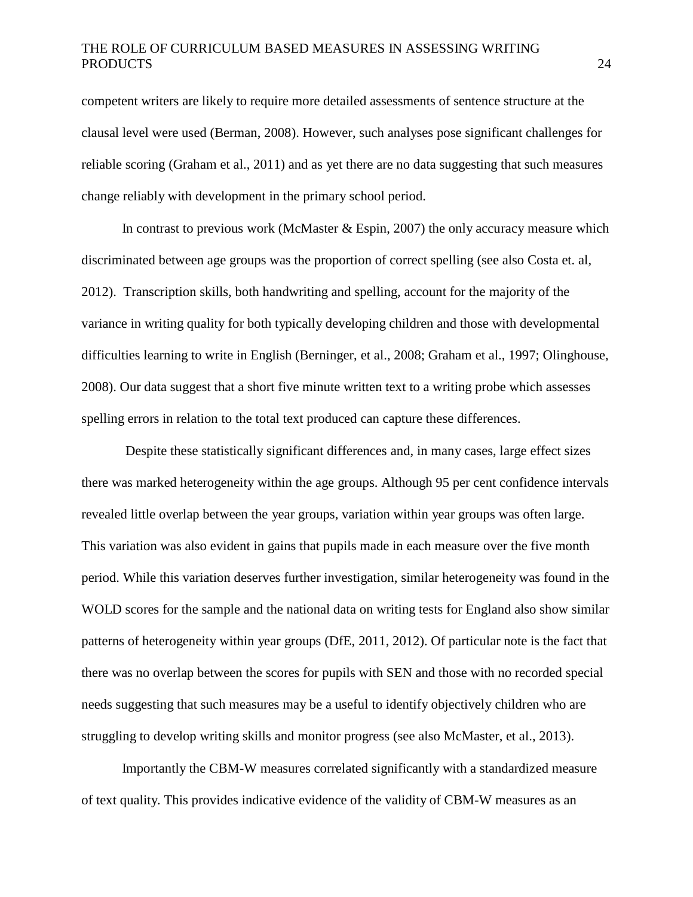competent writers are likely to require more detailed assessments of sentence structure at the clausal level were used (Berman, 2008). However, such analyses pose significant challenges for reliable scoring (Graham et al., 2011) and as yet there are no data suggesting that such measures change reliably with development in the primary school period.

In contrast to previous work (McMaster & Espin, 2007) the only accuracy measure which discriminated between age groups was the proportion of correct spelling (see also Costa et. al, 2012). Transcription skills, both handwriting and spelling, account for the majority of the variance in writing quality for both typically developing children and those with developmental difficulties learning to write in English (Berninger, et al., 2008; Graham et al., 1997; Olinghouse, 2008). Our data suggest that a short five minute written text to a writing probe which assesses spelling errors in relation to the total text produced can capture these differences.

Despite these statistically significant differences and, in many cases, large effect sizes there was marked heterogeneity within the age groups. Although 95 per cent confidence intervals revealed little overlap between the year groups, variation within year groups was often large. This variation was also evident in gains that pupils made in each measure over the five month period. While this variation deserves further investigation, similar heterogeneity was found in the WOLD scores for the sample and the national data on writing tests for England also show similar patterns of heterogeneity within year groups (DfE, 2011, 2012). Of particular note is the fact that there was no overlap between the scores for pupils with SEN and those with no recorded special needs suggesting that such measures may be a useful to identify objectively children who are struggling to develop writing skills and monitor progress (see also McMaster, et al., 2013).

Importantly the CBM-W measures correlated significantly with a standardized measure of text quality. This provides indicative evidence of the validity of CBM-W measures as an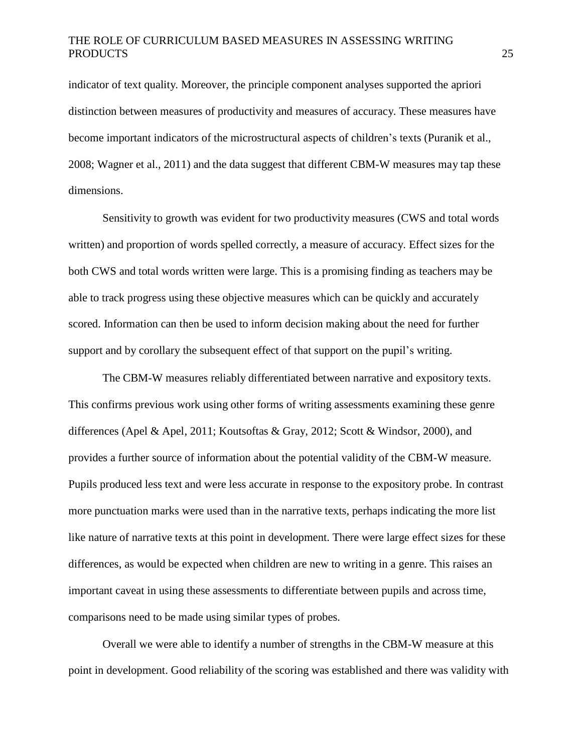indicator of text quality. Moreover, the principle component analyses supported the apriori distinction between measures of productivity and measures of accuracy. These measures have become important indicators of the microstructural aspects of children's texts (Puranik et al., 2008; Wagner et al., 2011) and the data suggest that different CBM-W measures may tap these dimensions.

Sensitivity to growth was evident for two productivity measures (CWS and total words written) and proportion of words spelled correctly, a measure of accuracy. Effect sizes for the both CWS and total words written were large. This is a promising finding as teachers may be able to track progress using these objective measures which can be quickly and accurately scored. Information can then be used to inform decision making about the need for further support and by corollary the subsequent effect of that support on the pupil's writing.

The CBM-W measures reliably differentiated between narrative and expository texts. This confirms previous work using other forms of writing assessments examining these genre differences (Apel & Apel, 2011; Koutsoftas & Gray, 2012; Scott & Windsor, 2000), and provides a further source of information about the potential validity of the CBM-W measure. Pupils produced less text and were less accurate in response to the expository probe. In contrast more punctuation marks were used than in the narrative texts, perhaps indicating the more list like nature of narrative texts at this point in development. There were large effect sizes for these differences, as would be expected when children are new to writing in a genre. This raises an important caveat in using these assessments to differentiate between pupils and across time, comparisons need to be made using similar types of probes.

Overall we were able to identify a number of strengths in the CBM-W measure at this point in development. Good reliability of the scoring was established and there was validity with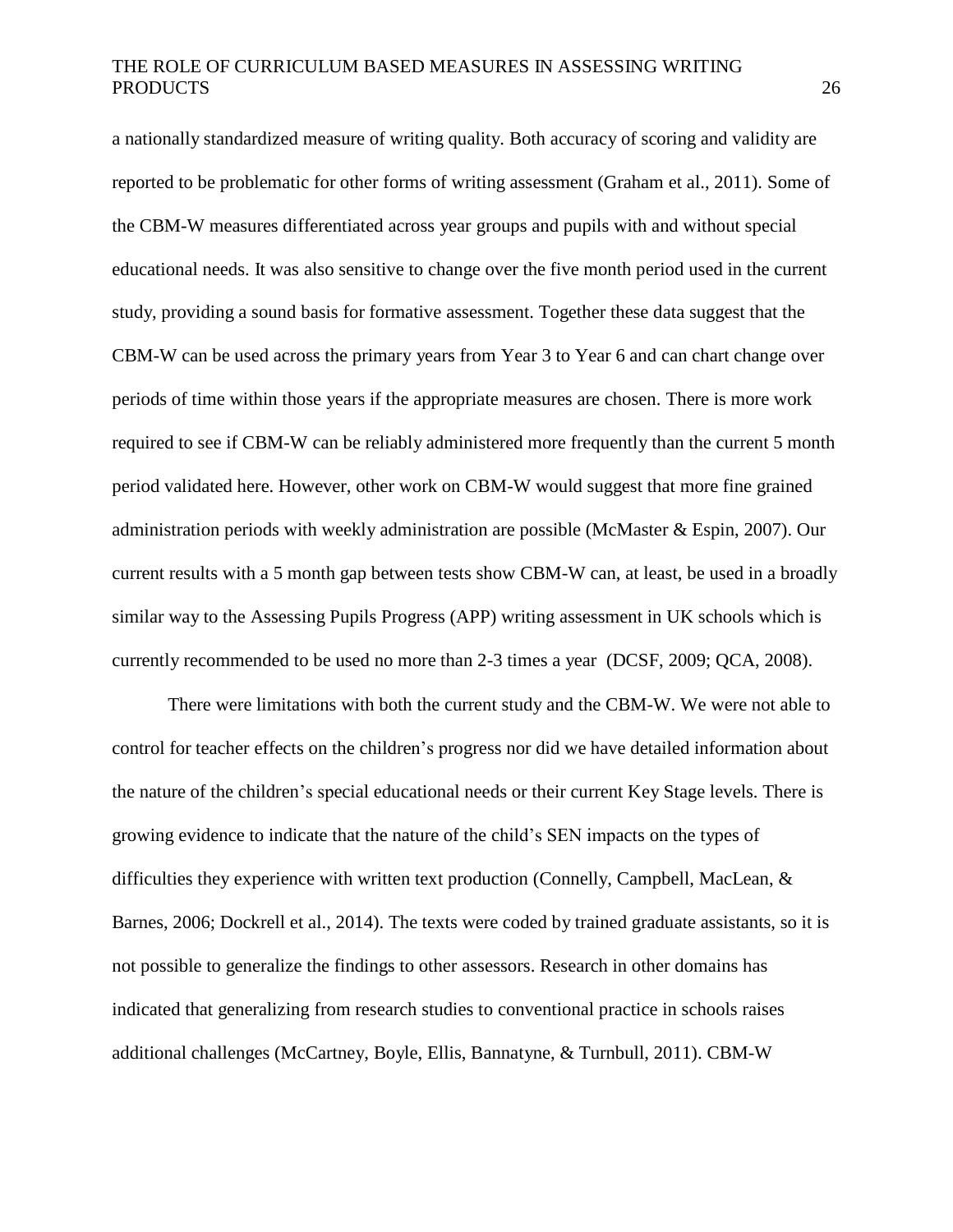a nationally standardized measure of writing quality. Both accuracy of scoring and validity are reported to be problematic for other forms of writing assessment (Graham et al., 2011). Some of the CBM-W measures differentiated across year groups and pupils with and without special educational needs. It was also sensitive to change over the five month period used in the current study, providing a sound basis for formative assessment. Together these data suggest that the CBM-W can be used across the primary years from Year 3 to Year 6 and can chart change over periods of time within those years if the appropriate measures are chosen. There is more work required to see if CBM-W can be reliably administered more frequently than the current 5 month period validated here. However, other work on CBM-W would suggest that more fine grained administration periods with weekly administration are possible (McMaster & Espin, 2007). Our current results with a 5 month gap between tests show CBM-W can, at least, be used in a broadly similar way to the Assessing Pupils Progress (APP) writing assessment in UK schools which is currently recommended to be used no more than 2-3 times a year (DCSF, 2009; QCA, 2008).

There were limitations with both the current study and the CBM-W. We were not able to control for teacher effects on the children's progress nor did we have detailed information about the nature of the children's special educational needs or their current Key Stage levels. There is growing evidence to indicate that the nature of the child's SEN impacts on the types of difficulties they experience with written text production (Connelly, Campbell, MacLean, & Barnes, 2006; Dockrell et al., 2014). The texts were coded by trained graduate assistants, so it is not possible to generalize the findings to other assessors. Research in other domains has indicated that generalizing from research studies to conventional practice in schools raises additional challenges (McCartney, Boyle, Ellis, Bannatyne, & Turnbull, 2011). CBM-W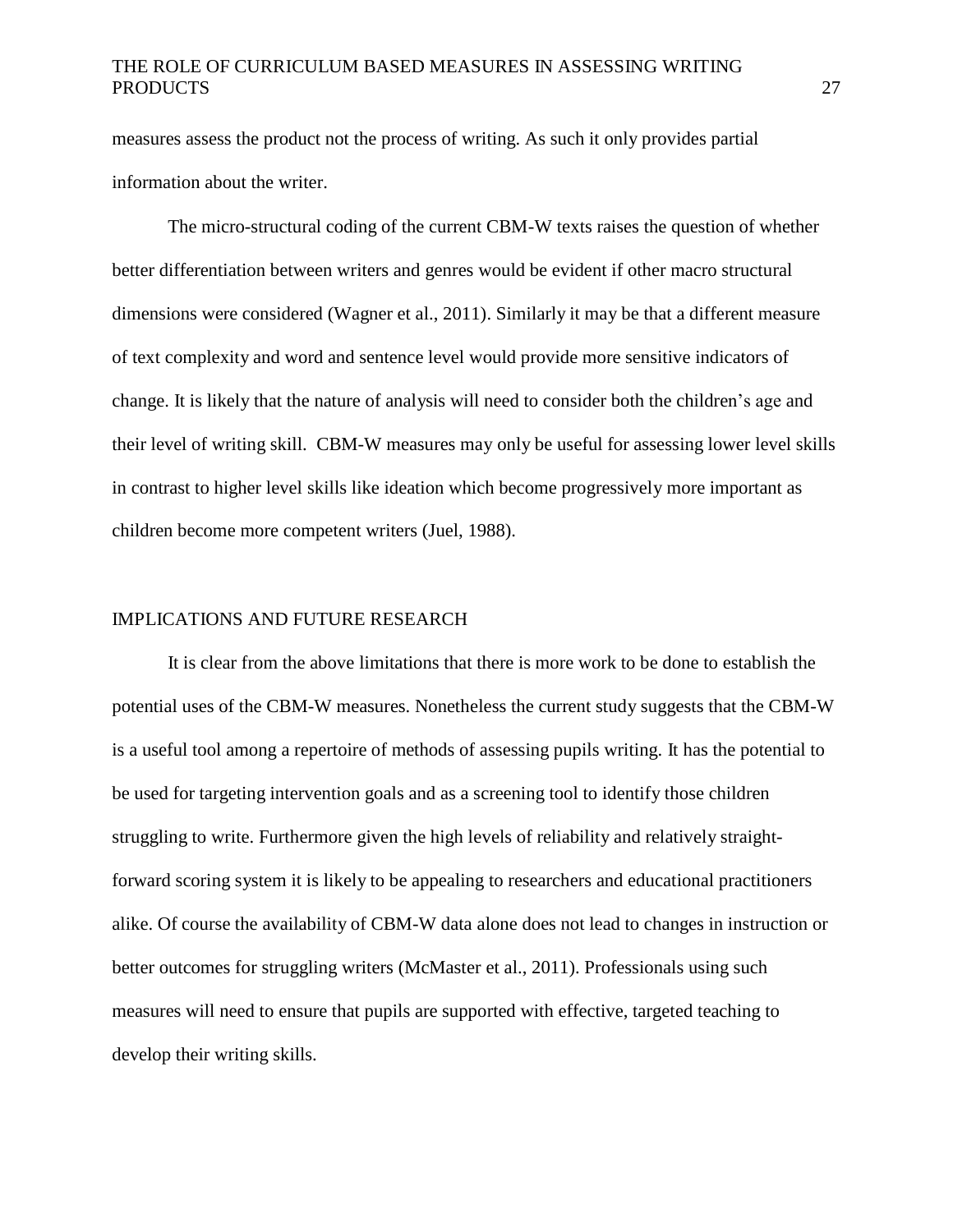measures assess the product not the process of writing. As such it only provides partial information about the writer.

The micro-structural coding of the current CBM-W texts raises the question of whether better differentiation between writers and genres would be evident if other macro structural dimensions were considered (Wagner et al., 2011). Similarly it may be that a different measure of text complexity and word and sentence level would provide more sensitive indicators of change. It is likely that the nature of analysis will need to consider both the children's age and their level of writing skill. CBM-W measures may only be useful for assessing lower level skills in contrast to higher level skills like ideation which become progressively more important as children become more competent writers (Juel, 1988).

## IMPLICATIONS AND FUTURE RESEARCH

It is clear from the above limitations that there is more work to be done to establish the potential uses of the CBM-W measures. Nonetheless the current study suggests that the CBM-W is a useful tool among a repertoire of methods of assessing pupils writing. It has the potential to be used for targeting intervention goals and as a screening tool to identify those children struggling to write. Furthermore given the high levels of reliability and relatively straight-forward scoring system it is likely to be appealing to researchers and educational practitioners alike. Of course the availability of CBM-W data alone does not lead to changes in instruction or better outcomes for struggling writers (McMaster et al., 2011). Professionals using such measures will need to ensure that pupils are supported with effective, targeted teaching to develop their writing skills.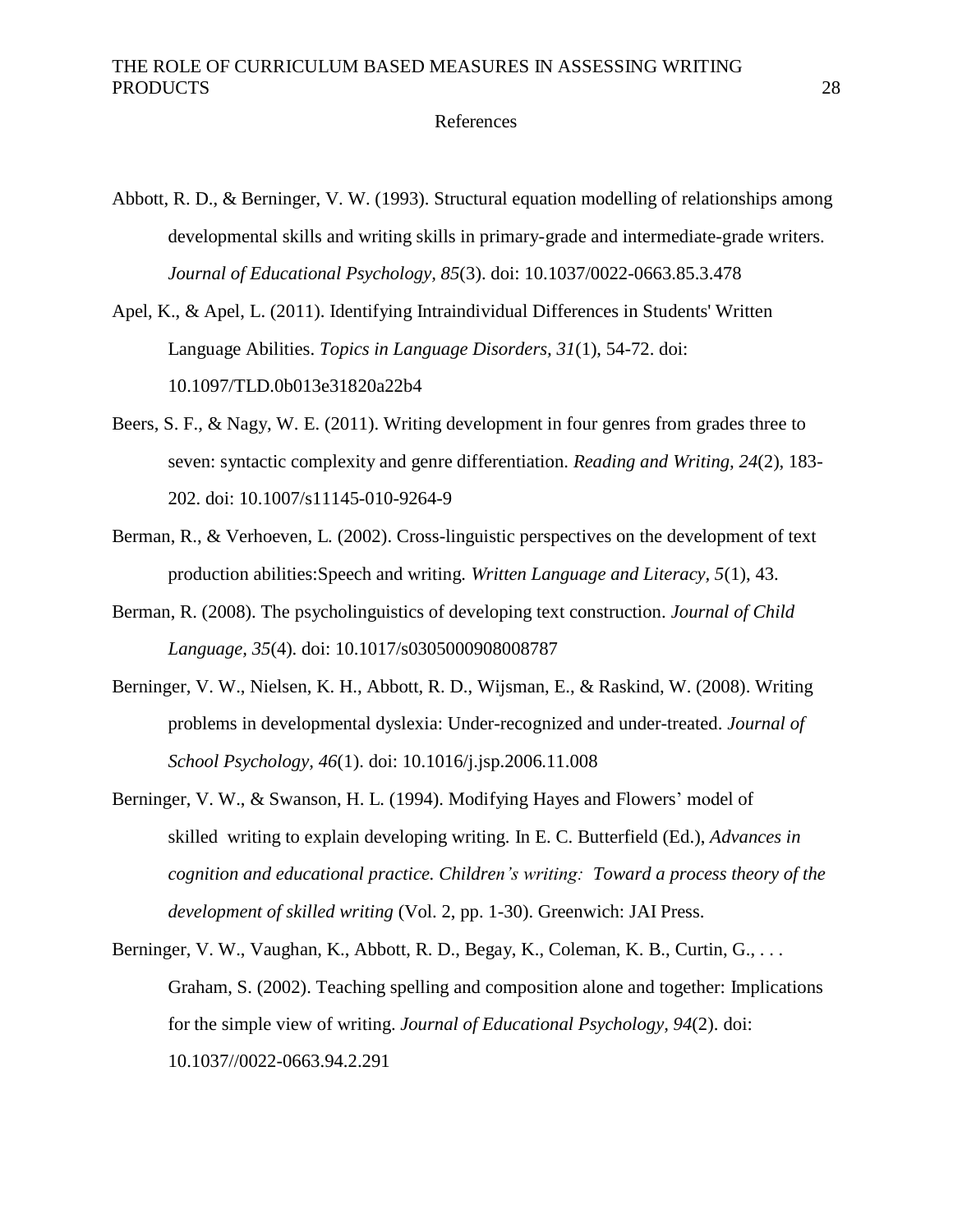# References

Abbott, R. D., & Berninger, V. W. (1993). Structural equation modelling of relationships among developmental skills and writing skills in primary-grade and intermediate-grade writers. *Journal of Educational Psychology, 85*(3). doi: 10.1037/0022-0663.85.3.478

Apel, K., & Apel, L. (2011). Identifying Intraindividual Differences in Students' Written Language Abilities. *Topics in Language Disorders, 31*(1), 54-72. doi: 10.1097/TLD.0b013e31820a22b4

Beers, S. F., & Nagy, W. E. (2011). Writing development in four genres from grades three to seven: syntactic complexity and genre differentiation. *Reading and Writing, 24*(2), 183-202. doi: 10.1007/s11145-010-9264-9

Berman, R., & Verhoeven, L. (2002). Cross-linguistic perspectives on the development of text production abilities:Speech and writing. *Written Language and Literacy, 5*(1), 43.

Berman, R. (2008). The psycholinguistics of developing text construction. *Journal of Child Language, 35*(4). doi: 10.1017/s0305000908008787

Berninger, V. W., Nielsen, K. H., Abbott, R. D., Wijsman, E., & Raskind, W. (2008). Writing problems in developmental dyslexia: Under-recognized and under-treated. *Journal of School Psychology, 46*(1). doi: 10.1016/j.jsp.2006.11.008

Berninger, V. W., & Swanson, H. L. (1994). Modifying Hayes and Flowers' model of skilled writing to explain developing writing. In E. C. Butterfield (Ed.), *Advances in cognition and educational practice. Children's writing: Toward a process theory of the development of skilled writing* (Vol. 2, pp. 1-30). Greenwich: JAI Press.

Berninger, V. W., Vaughan, K., Abbott, R. D., Begay, K., Coleman, K. B., Curtin, G., . . . Graham, S. (2002). Teaching spelling and composition alone and together: Implications for the simple view of writing. *Journal of Educational Psychology, 94*(2). doi: 10.1037//0022-0663.94.2.291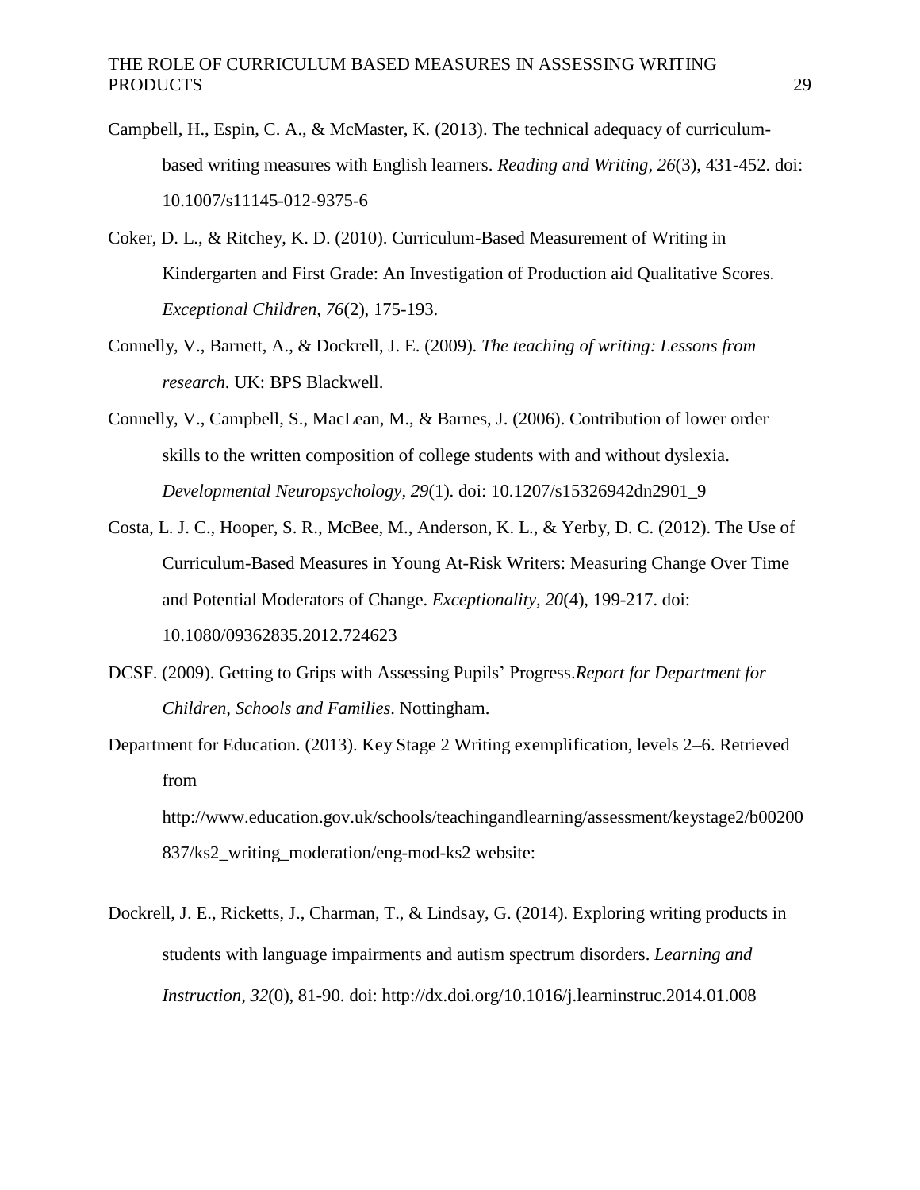Campbell, H., Espin, C. A., & McMaster, K. (2013). The technical adequacy of curriculum-based writing measures with English learners. *Reading and Writing, 26*(3), 431-452. doi: 10.1007/s11145-012-9375-6

Coker, D. L., & Ritchey, K. D. (2010). Curriculum-Based Measurement of Writing in Kindergarten and First Grade: An Investigation of Production aid Qualitative Scores. *Exceptional Children, 76*(2), 175-193.

Connelly, V., Barnett, A., & Dockrell, J. E. (2009). *The teaching of writing: Lessons from research*. UK: BPS Blackwell.

Connelly, V., Campbell, S., MacLean, M., & Barnes, J. (2006). Contribution of lower order skills to the written composition of college students with and without dyslexia. *Developmental Neuropsychology, 29*(1). doi: 10.1207/s15326942dn2901_9

Costa, L. J. C., Hooper, S. R., McBee, M., Anderson, K. L., & Yerby, D. C. (2012). The Use of Curriculum-Based Measures in Young At-Risk Writers: Measuring Change Over Time and Potential Moderators of Change. *Exceptionality, 20*(4), 199-217. doi: 10.1080/09362835.2012.724623

DCSF. (2009). Getting to Grips with Assessing Pupils' Progress.*Report for Department for Children, Schools and Families*. Nottingham.

Department for Education. (2013). Key Stage 2 Writing exemplification, levels 2–6. Retrieved from http://www.education.gov.uk/schools/teachingandlearning/assessment/keystage2/b00200837/ks2_writing_moderation/eng-mod-ks2 website:

Dockrell, J. E., Ricketts, J., Charman, T., & Lindsay, G. (2014). Exploring writing products in students with language impairments and autism spectrum disorders. *Learning and Instruction, 32*(0), 81-90. doi: http://dx.doi.org/10.1016/j.learninstruc.2014.01.008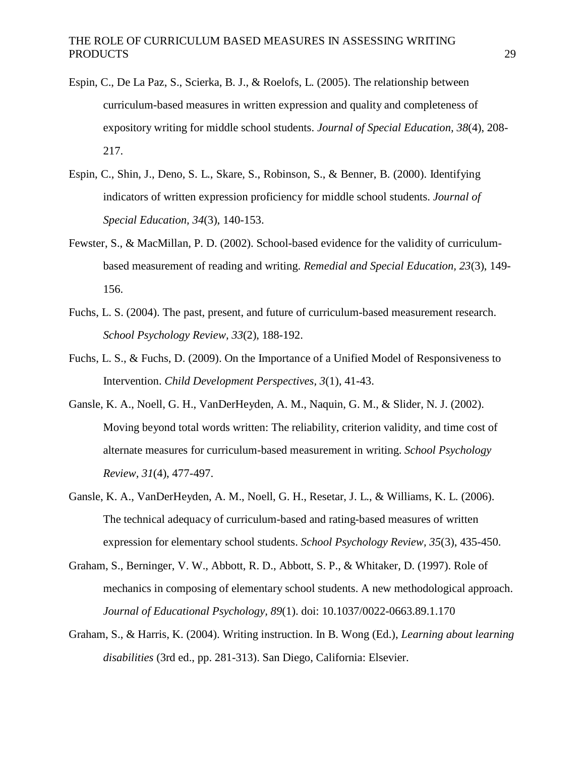Espin, C., De La Paz, S., Scierka, B. J., & Roelofs, L. (2005). The relationship between curriculum-based measures in written expression and quality and completeness of expository writing for middle school students. *Journal of Special Education, 38*(4), 208-217.

Espin, C., Shin, J., Deno, S. L., Skare, S., Robinson, S., & Benner, B. (2000). Identifying indicators of written expression proficiency for middle school students. *Journal of Special Education, 34*(3), 140-153.

Fewster, S., & MacMillan, P. D. (2002). School-based evidence for the validity of curriculum-based measurement of reading and writing. *Remedial and Special Education, 23*(3), 149-156.

Fuchs, L. S. (2004). The past, present, and future of curriculum-based measurement research. *School Psychology Review, 33*(2), 188-192.

Fuchs, L. S., & Fuchs, D. (2009). On the Importance of a Unified Model of Responsiveness to Intervention. *Child Development Perspectives, 3*(1), 41-43.

Gansle, K. A., Noell, G. H., VanDerHeyden, A. M., Naquin, G. M., & Slider, N. J. (2002). Moving beyond total words written: The reliability, criterion validity, and time cost of alternate measures for curriculum-based measurement in writing. *School Psychology Review, 31*(4), 477-497.

Gansle, K. A., VanDerHeyden, A. M., Noell, G. H., Resetar, J. L., & Williams, K. L. (2006). The technical adequacy of curriculum-based and rating-based measures of written expression for elementary school students. *School Psychology Review, 35*(3), 435-450.

Graham, S., Berninger, V. W., Abbott, R. D., Abbott, S. P., & Whitaker, D. (1997). Role of mechanics in composing of elementary school students. A new methodological approach. *Journal of Educational Psychology, 89*(1). doi: 10.1037/0022-0663.89.1.170

Graham, S., & Harris, K. (2004). Writing instruction. In B. Wong (Ed.), *Learning about learning disabilities* (3rd ed., pp. 281-313). San Diego, California: Elsevier.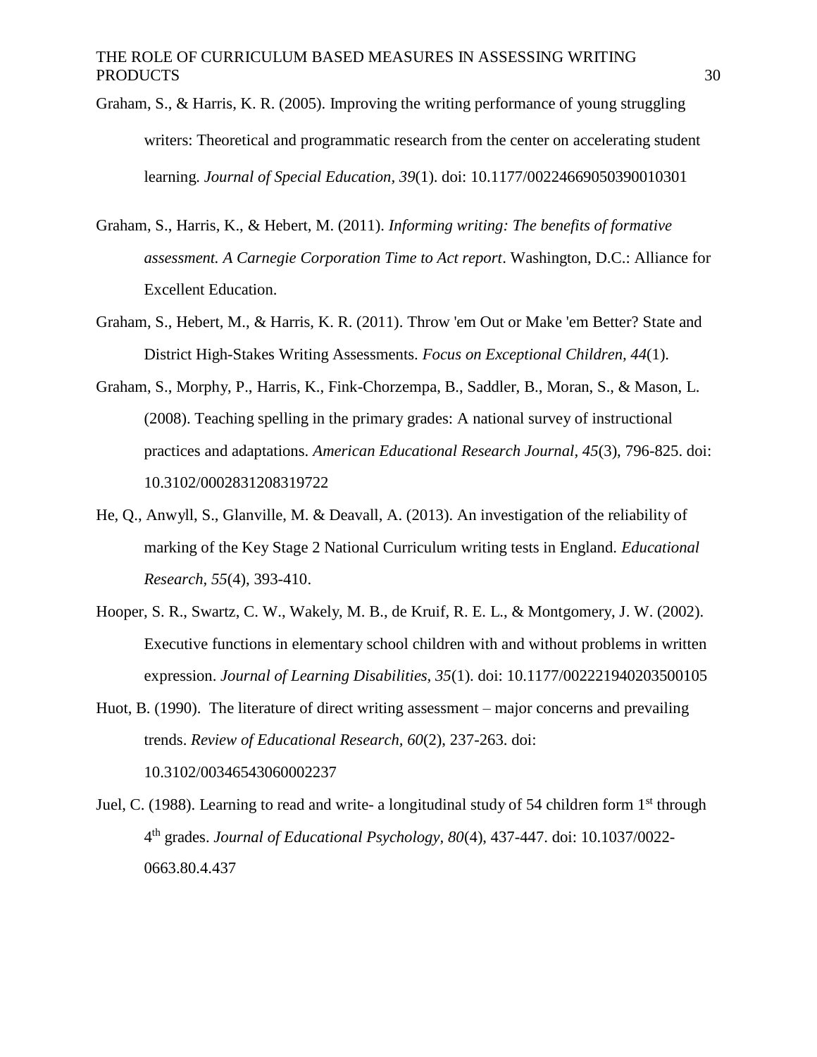Graham, S., & Harris, K. R. (2005). Improving the writing performance of young struggling writers: Theoretical and programmatic research from the center on accelerating student learning. *Journal of Special Education, 39*(1). doi: 10.1177/00224669050390010301

Graham, S., Harris, K., & Hebert, M. (2011). *Informing writing: The benefits of formative assessment. A Carnegie Corporation Time to Act report*. Washington, D.C.: Alliance for Excellent Education.

Graham, S., Hebert, M., & Harris, K. R. (2011). Throw 'em Out or Make 'em Better? State and District High-Stakes Writing Assessments. *Focus on Exceptional Children, 44*(1).

Graham, S., Morphy, P., Harris, K., Fink-Chorzempa, B., Saddler, B., Moran, S., & Mason, L. (2008). Teaching spelling in the primary grades: A national survey of instructional practices and adaptations. *American Educational Research Journal*, *45*(3), 796-825. doi: 10.3102/0002831208319722

He, Q., Anwyll, S., Glanville, M. & Deavall, A. (2013). An investigation of the reliability of marking of the Key Stage 2 National Curriculum writing tests in England. *Educational Research*, *55*(4), 393-410.

Hooper, S. R., Swartz, C. W., Wakely, M. B., de Kruif, R. E. L., & Montgomery, J. W. (2002). Executive functions in elementary school children with and without problems in written expression. *Journal of Learning Disabilities, 35*(1). doi: 10.1177/002221940203500105

Huot, B. (1990). The literature of direct writing assessment – major concerns and prevailing trends. *Review of Educational Research*, *60*(2), 237-263. doi: 10.3102/00346543060002237

Juel, C. (1988). Learning to read and write- a longitudinal study of 54 children form 1st through 4th grades. *Journal of Educational Psychology, 80*(4), 437-447. doi: 10.1037/0022-0663.80.4.437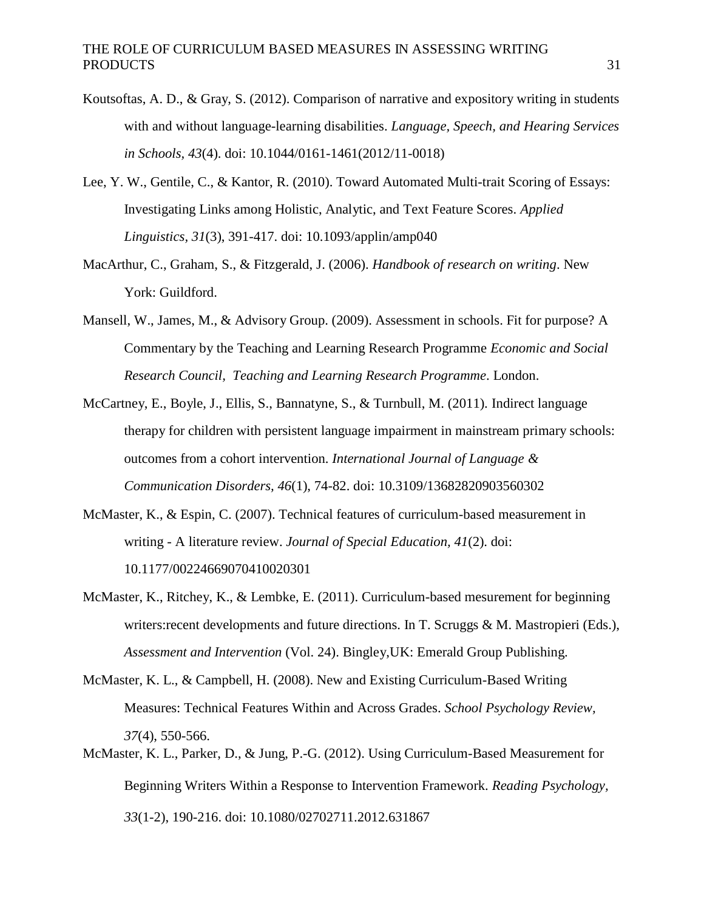Koutsoftas, A. D., & Gray, S. (2012). Comparison of narrative and expository writing in students with and without language-learning disabilities. *Language, Speech, and Hearing Services in Schools, 43*(4). doi: 10.1044/0161-1461(2012/11-0018)

Lee, Y. W., Gentile, C., & Kantor, R. (2010). Toward Automated Multi-trait Scoring of Essays: Investigating Links among Holistic, Analytic, and Text Feature Scores. *Applied Linguistics, 31*(3), 391-417. doi: 10.1093/applin/amp040

MacArthur, C., Graham, S., & Fitzgerald, J. (2006). *Handbook of research on writing*. New York: Guildford.

Mansell, W., James, M., & Advisory Group. (2009). Assessment in schools. Fit for purpose? A Commentary by the Teaching and Learning Research Programme *Economic and Social Research Council, Teaching and Learning Research Programme*. London.

McCartney, E., Boyle, J., Ellis, S., Bannatyne, S., & Turnbull, M. (2011). Indirect language therapy for children with persistent language impairment in mainstream primary schools: outcomes from a cohort intervention. *International Journal of Language & Communication Disorders, 46*(1), 74-82. doi: 10.3109/13682820903560302

McMaster, K., & Espin, C. (2007). Technical features of curriculum-based measurement in writing - A literature review. *Journal of Special Education, 41*(2). doi: 10.1177/00224669070410020301

McMaster, K., Ritchey, K., & Lembke, E. (2011). Curriculum-based mesurement for beginning writers:recent developments and future directions. In T. Scruggs & M. Mastropieri (Eds.), *Assessment and Intervention* (Vol. 24). Bingley,UK: Emerald Group Publishing.

McMaster, K. L., & Campbell, H. (2008). New and Existing Curriculum-Based Writing Measures: Technical Features Within and Across Grades. *School Psychology Review, 37*(4), 550-566.

McMaster, K. L., Parker, D., & Jung, P.-G. (2012). Using Curriculum-Based Measurement for Beginning Writers Within a Response to Intervention Framework. *Reading Psychology, 33*(1-2), 190-216. doi: 10.1080/02702711.2012.631867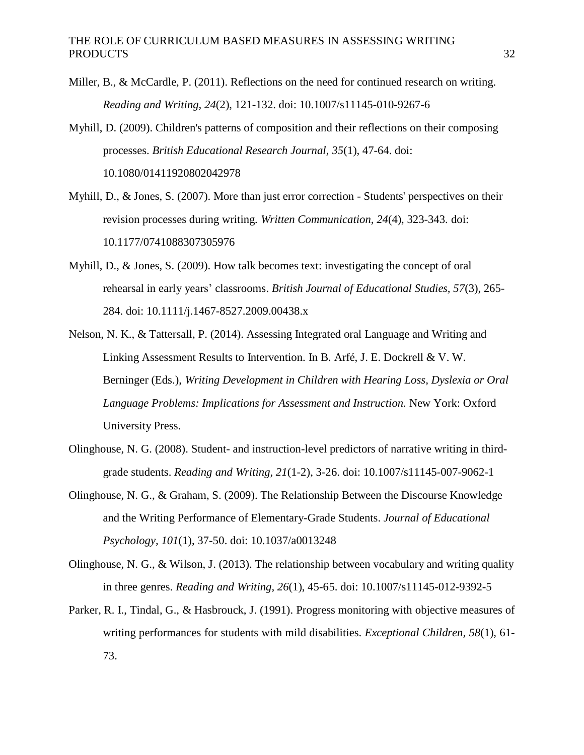Miller, B., & McCardle, P. (2011). Reflections on the need for continued research on writing. *Reading and Writing, 24*(2), 121-132. doi: 10.1007/s11145-010-9267-6

Myhill, D. (2009). Children's patterns of composition and their reflections on their composing processes. *British Educational Research Journal, 35*(1), 47-64. doi: 10.1080/01411920802042978

Myhill, D., & Jones, S. (2007). More than just error correction - Students' perspectives on their revision processes during writing. *Written Communication, 24*(4), 323-343. doi: 10.1177/0741088307305976

Myhill, D., & Jones, S. (2009). How talk becomes text: investigating the concept of oral rehearsal in early years' classrooms. *British Journal of Educational Studies, 57*(3), 265-284. doi: 10.1111/j.1467-8527.2009.00438.x

Nelson, N. K., & Tattersall, P. (2014). Assessing Integrated oral Language and Writing and Linking Assessment Results to Intervention. In B. Arfé, J. E. Dockrell & V. W. Berninger (Eds.), *Writing Development in Children with Hearing Loss, Dyslexia or Oral Language Problems: Implications for Assessment and Instruction.* New York: Oxford University Press.

Olinghouse, N. G. (2008). Student- and instruction-level predictors of narrative writing in third-grade students. *Reading and Writing, 21*(1-2), 3-26. doi: 10.1007/s11145-007-9062-1

Olinghouse, N. G., & Graham, S. (2009). The Relationship Between the Discourse Knowledge and the Writing Performance of Elementary-Grade Students. *Journal of Educational Psychology, 101*(1), 37-50. doi: 10.1037/a0013248

Olinghouse, N. G., & Wilson, J. (2013). The relationship between vocabulary and writing quality in three genres. *Reading and Writing, 26*(1), 45-65. doi: 10.1007/s11145-012-9392-5

Parker, R. I., Tindal, G., & Hasbrouck, J. (1991). Progress monitoring with objective measures of writing performances for students with mild disabilities. *Exceptional Children, 58*(1), 61-73.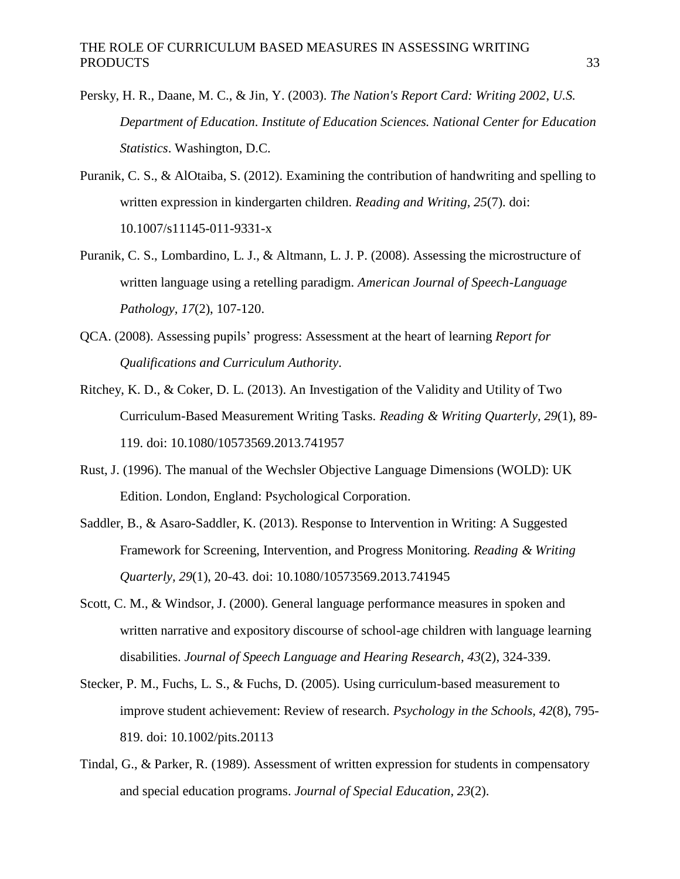Persky, H. R., Daane, M. C., & Jin, Y. (2003). *The Nation's Report Card: Writing 2002, U.S. Department of Education. Institute of Education Sciences. National Center for Education Statistics*. Washington, D.C.

Puranik, C. S., & AlOtaiba, S. (2012). Examining the contribution of handwriting and spelling to written expression in kindergarten children. *Reading and Writing, 25*(7). doi: 10.1007/s11145-011-9331-x

Puranik, C. S., Lombardino, L. J., & Altmann, L. J. P. (2008). Assessing the microstructure of written language using a retelling paradigm. *American Journal of Speech-Language Pathology, 17*(2), 107-120.

QCA. (2008). Assessing pupils' progress: Assessment at the heart of learning *Report for Qualifications and Curriculum Authority*.

Ritchey, K. D., & Coker, D. L. (2013). An Investigation of the Validity and Utility of Two Curriculum-Based Measurement Writing Tasks. *Reading & Writing Quarterly, 29*(1), 89-119. doi: 10.1080/10573569.2013.741957

Rust, J. (1996). The manual of the Wechsler Objective Language Dimensions (WOLD): UK Edition. London, England: Psychological Corporation.

Saddler, B., & Asaro-Saddler, K. (2013). Response to Intervention in Writing: A Suggested Framework for Screening, Intervention, and Progress Monitoring. *Reading & Writing Quarterly, 29*(1), 20-43. doi: 10.1080/10573569.2013.741945

Scott, C. M., & Windsor, J. (2000). General language performance measures in spoken and written narrative and expository discourse of school-age children with language learning disabilities. *Journal of Speech Language and Hearing Research, 43*(2), 324-339.

Stecker, P. M., Fuchs, L. S., & Fuchs, D. (2005). Using curriculum-based measurement to improve student achievement: Review of research. *Psychology in the Schools, 42*(8), 795-819. doi: 10.1002/pits.20113

Tindal, G., & Parker, R. (1989). Assessment of written expression for students in compensatory and special education programs. *Journal of Special Education, 23*(2).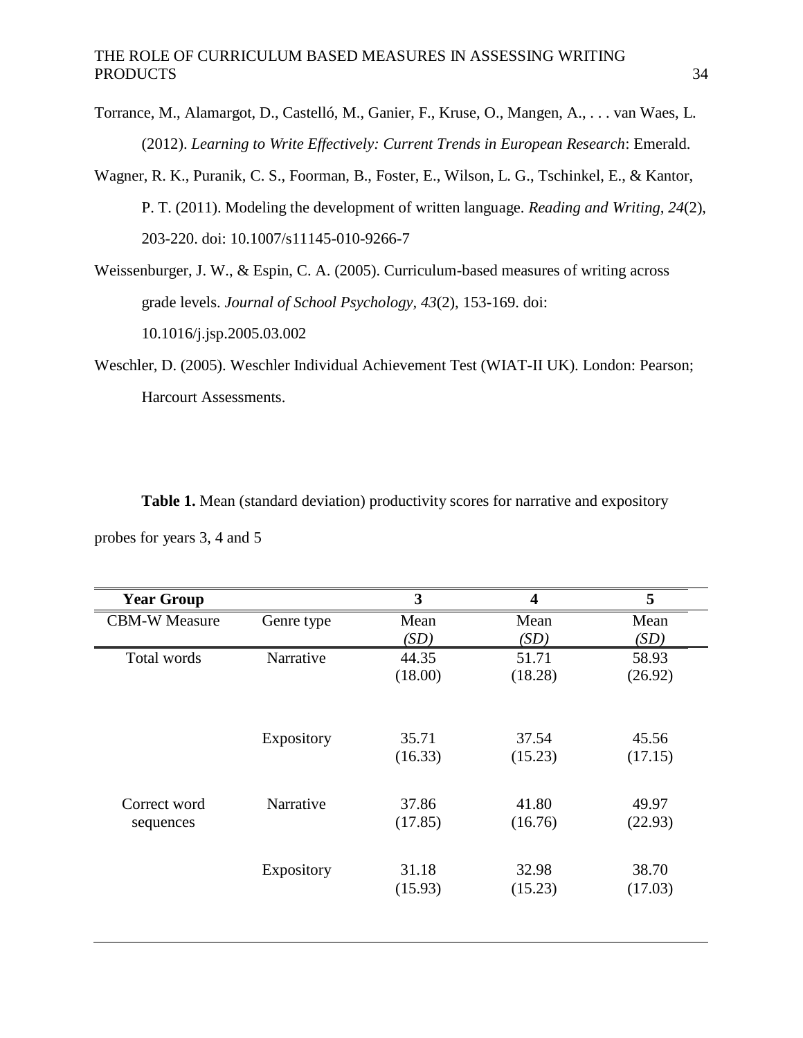Torrance, M., Alamargot, D., Castelló, M., Ganier, F., Kruse, O., Mangen, A., . . . van Waes, L. (2012). *Learning to Write Effectively: Current Trends in European Research*: Emerald.

Wagner, R. K., Puranik, C. S., Foorman, B., Foster, E., Wilson, L. G., Tschinkel, E., & Kantor, P. T. (2011). Modeling the development of written language. *Reading and Writing, 24*(2), 203-220. doi: 10.1007/s11145-010-9266-7

Weissenburger, J. W., & Espin, C. A. (2005). Curriculum-based measures of writing across grade levels. *Journal of School Psychology, 43*(2), 153-169. doi: 10.1016/j.jsp.2005.03.002

Weschler, D. (2005). Weschler Individual Achievement Test (WIAT-II UK). London: Pearson; Harcourt Assessments.

**Table 1.** Mean (standard deviation) productivity scores for narrative and expository probes for years 3, 4 and 5

| **Year Group** | | **3** | **4** | **5** |
|---|---|---|---|---|
| CBM-W Measure | Genre type | Mean (*SD*) | Mean (*SD*) | Mean (*SD*) |
| Total words | Narrative | 44.35 (18.00) | 51.71 (18.28) | 58.93 (26.92) |
| | Expository | 35.71 (16.33) | 37.54 (15.23) | 45.56 (17.15) |
| Correct word sequences | Narrative | 37.86 (17.85) | 41.80 (16.76) | 49.97 (22.93) |
| | Expository | 31.18 (15.93) | 32.98 (15.23) | 38.70 (17.03) |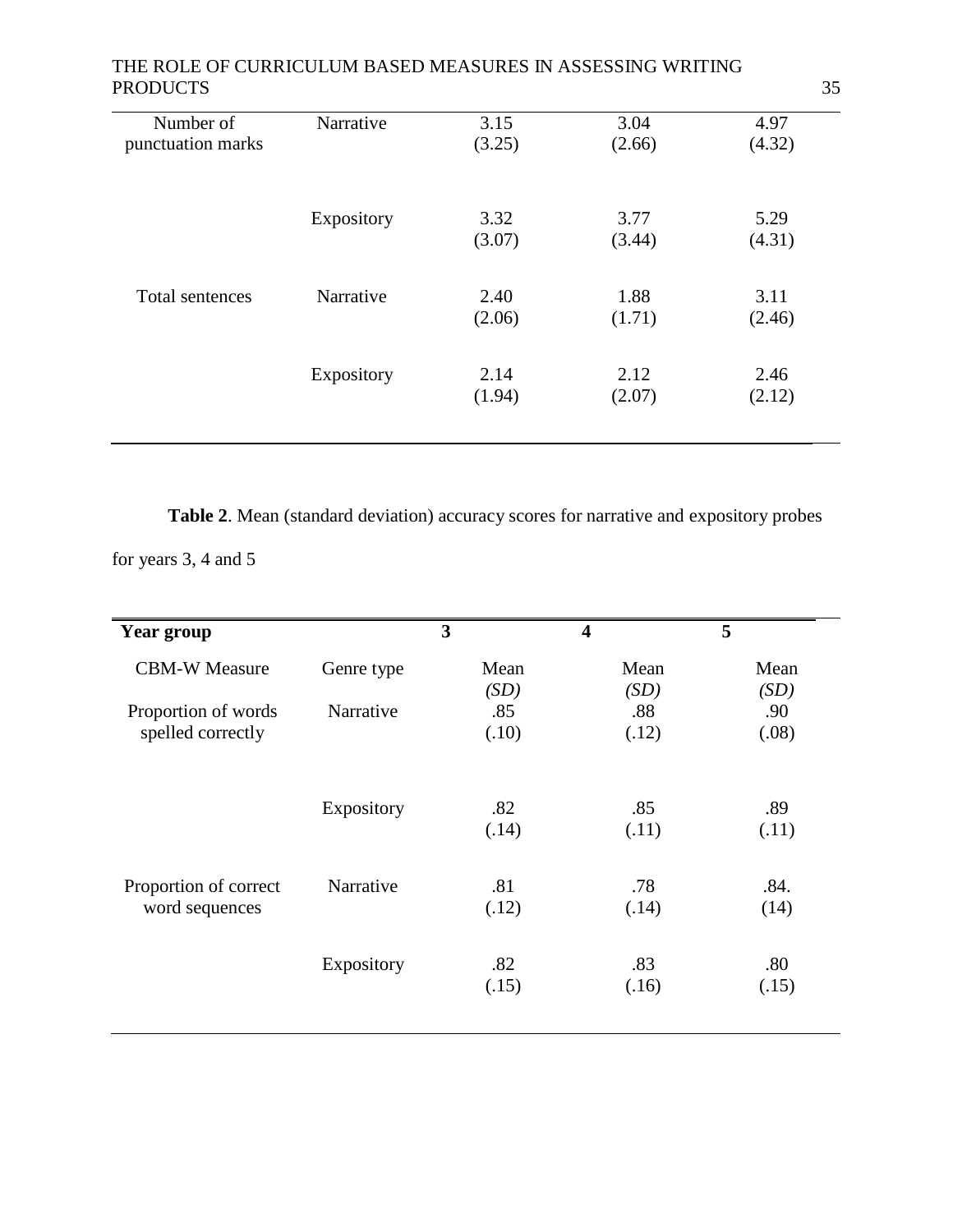| | | | | |
|---|---|---|---|---|
| Number of punctuation marks | Narrative | 3.15 (3.25) | 3.04 (2.66) | 4.97 (4.32) |
| | Expository | 3.32 (3.07) | 3.77 (3.44) | 5.29 (4.31) |
| Total sentences | Narrative | 2.40 (2.06) | 1.88 (1.71) | 3.11 (2.46) |
| | Expository | 2.14 (1.94) | 2.12 (2.07) | 2.46 (2.12) |

**Table 2**. Mean (standard deviation) accuracy scores for narrative and expository probes for years 3, 4 and 5

| **Year group** | | **3** | **4** | **5** |
|---|---|---|---|---|
| CBM-W Measure | Genre type | Mean *(SD)* | Mean *(SD)* | Mean *(SD)* |
| Proportion of words spelled correctly | Narrative | .85 (.10) | .88 (.12) | .90 (.08) |
| | Expository | .82 (.14) | .85 (.11) | .89 (.11) |
| Proportion of correct word sequences | Narrative | .81 (.12) | .78 (.14) | .84. (14) |
| | Expository | .82 (.15) | .83 (.16) | .80 (.15) |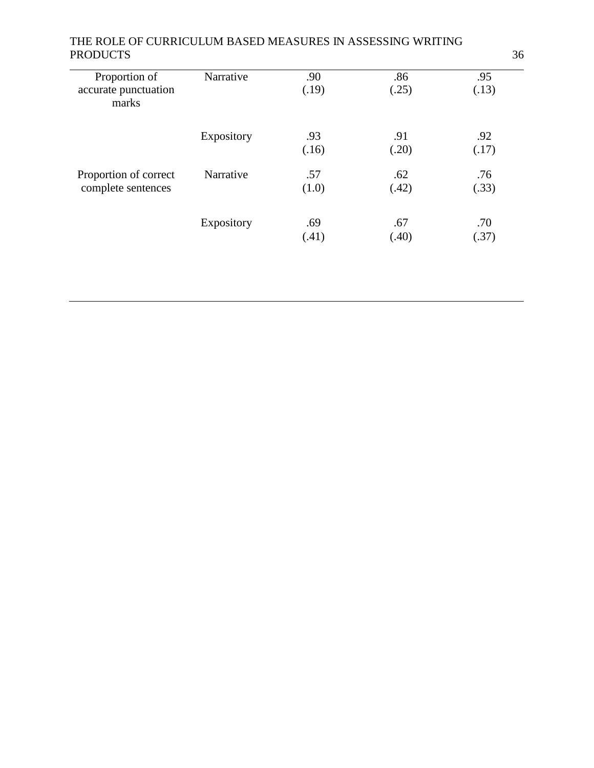| | | | | |
|---|---|---|---|---|
| Proportion of accurate punctuation marks | Narrative | .90<br>(.19) | .86<br>(.25) | .95<br>(.13) |
| | Expository | .93<br>(.16) | .91<br>(.20) | .92<br>(.17) |
| Proportion of correct complete sentences | Narrative | .57<br>(1.0) | .62<br>(.42) | .76<br>(.33) |
| | Expository | .69<br>(.41) | .67<br>(.40) | .70<br>(.37) |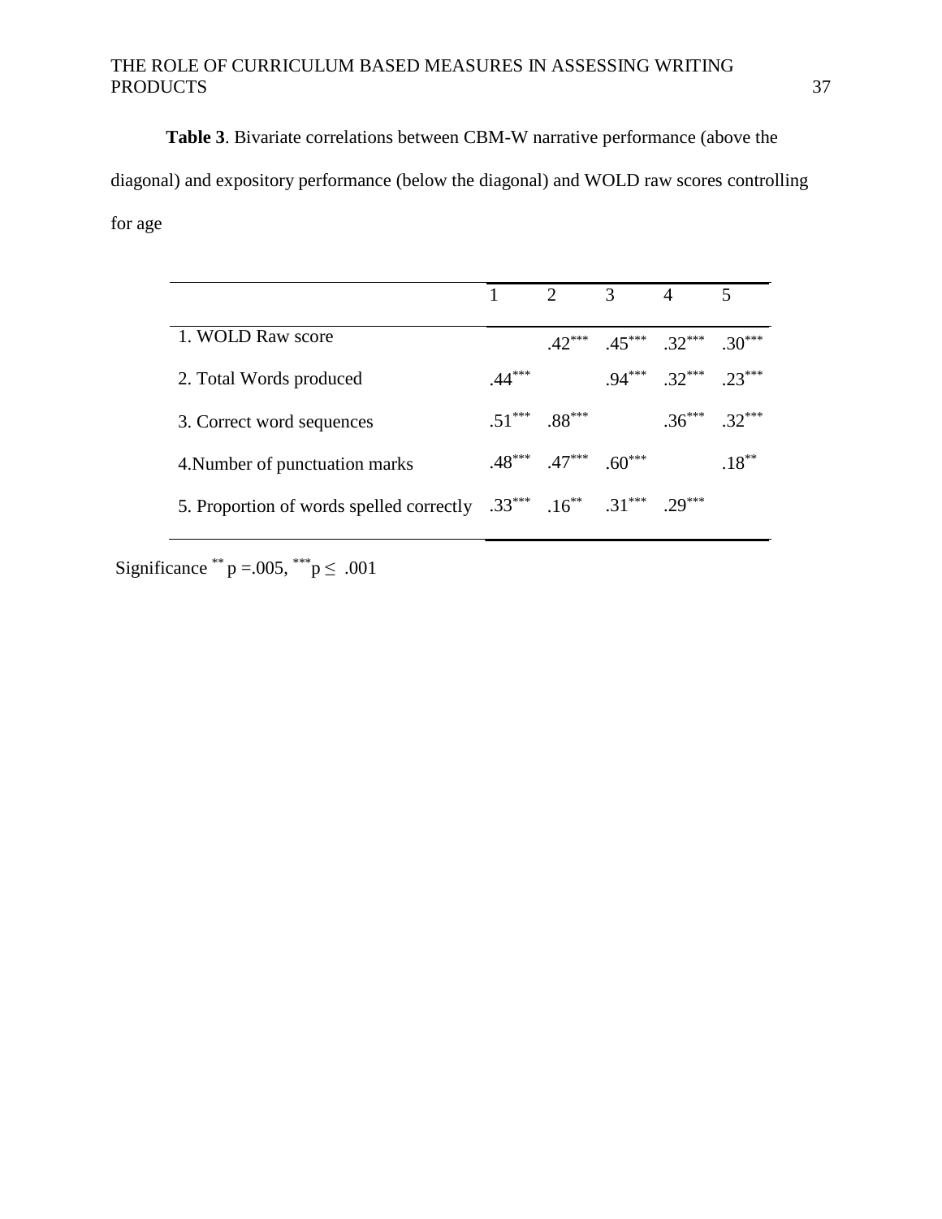**Table 3**. Bivariate correlations between CBM-W narrative performance (above the diagonal) and expository performance (below the diagonal) and WOLD raw scores controlling for age

| | 1 | 2 | 3 | 4 | 5 |
|---|---|---|---|---|---|
| 1. WOLD Raw score | | .42*** | .45*** | .32*** | .30*** |
| 2. Total Words produced | .44*** | | .94*** | .32*** | .23*** |
| 3. Correct word sequences | .51*** | .88*** | | .36*** | .32*** |
| 4.Number of punctuation marks | .48*** | .47*** | .60*** | | .18** |
| 5. Proportion of words spelled correctly | .33*** | .16** | .31*** | .29*** | |

Significance ** p =.005, *** p ≤ .001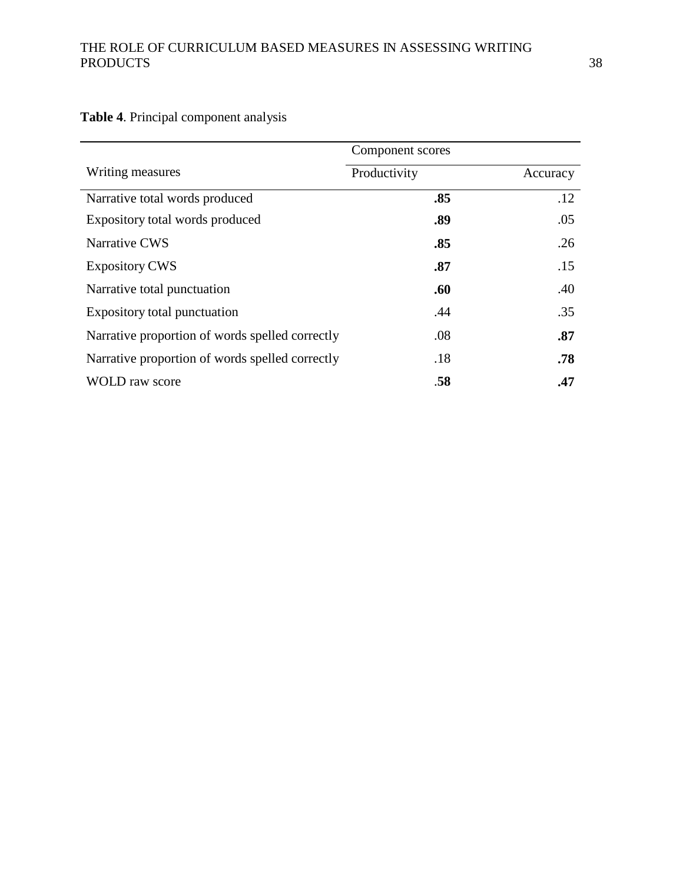**Table 4**. Principal component analysis

| Writing measures | Component scores | |
|---|---|---|
| | Productivity | Accuracy |
| Narrative total words produced | **.85** | .12 |
| Expository total words produced | **.89** | .05 |
| Narrative CWS | **.85** | .26 |
| Expository CWS | **.87** | .15 |
| Narrative total punctuation | **.60** | .40 |
| Expository total punctuation | .44 | .35 |
| Narrative proportion of words spelled correctly | .08 | **.87** |
| Narrative proportion of words spelled correctly | .18 | **.78** |
| WOLD raw score | **.58** | **.47** |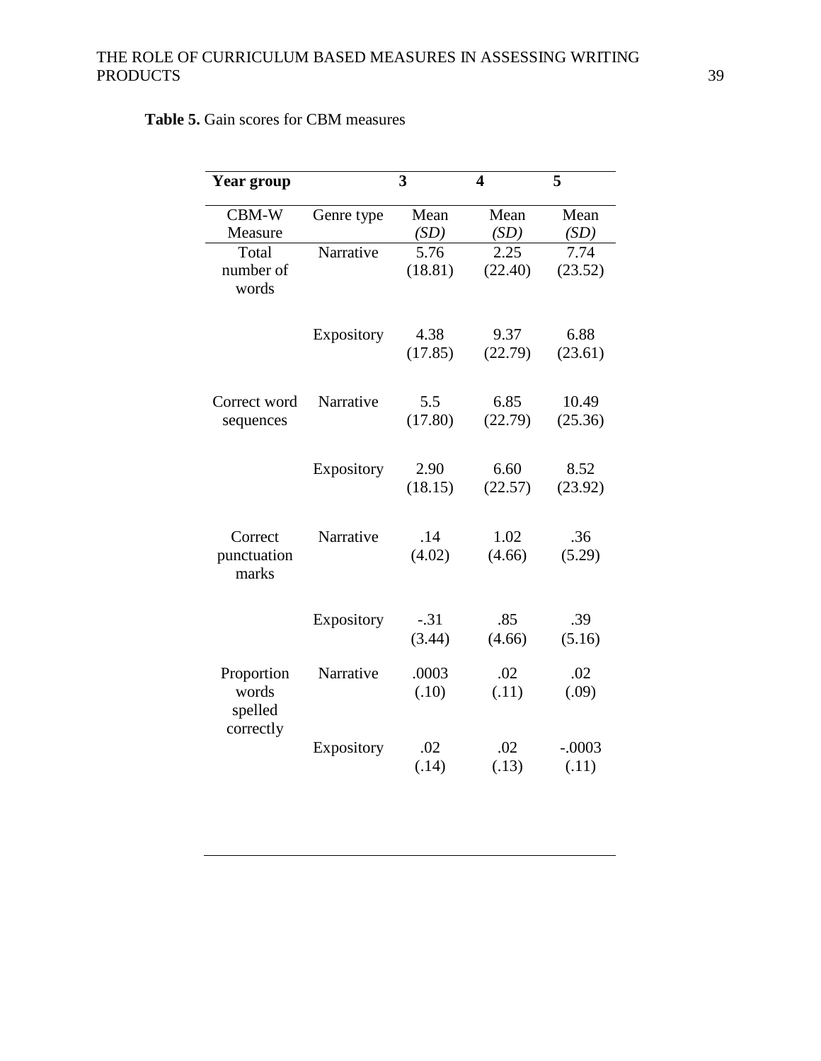**Table 5.** Gain scores for CBM measures

| Year group | | 3 | 4 | 5 |
|---|---|---|---|---|
| CBM-W Measure | Genre type | Mean (*SD*) | Mean (*SD*) | Mean (*SD*) |
| Total number of words | Narrative | 5.76 (18.81) | 2.25 (22.40) | 7.74 (23.52) |
| | Expository | 4.38 (17.85) | 9.37 (22.79) | 6.88 (23.61) |
| Correct word sequences | Narrative | 5.5 (17.80) | 6.85 (22.79) | 10.49 (25.36) |
| | Expository | 2.90 (18.15) | 6.60 (22.57) | 8.52 (23.92) |
| Correct punctuation marks | Narrative | .14 (4.02) | 1.02 (4.66) | .36 (5.29) |
| | Expository | -.31 (3.44) | .85 (4.66) | .39 (5.16) |
| Proportion words spelled correctly | Narrative | .0003 (.10) | .02 (.11) | .02 (.09) |
| | Expository | .02 (.14) | .02 (.13) | -.0003 (.11) |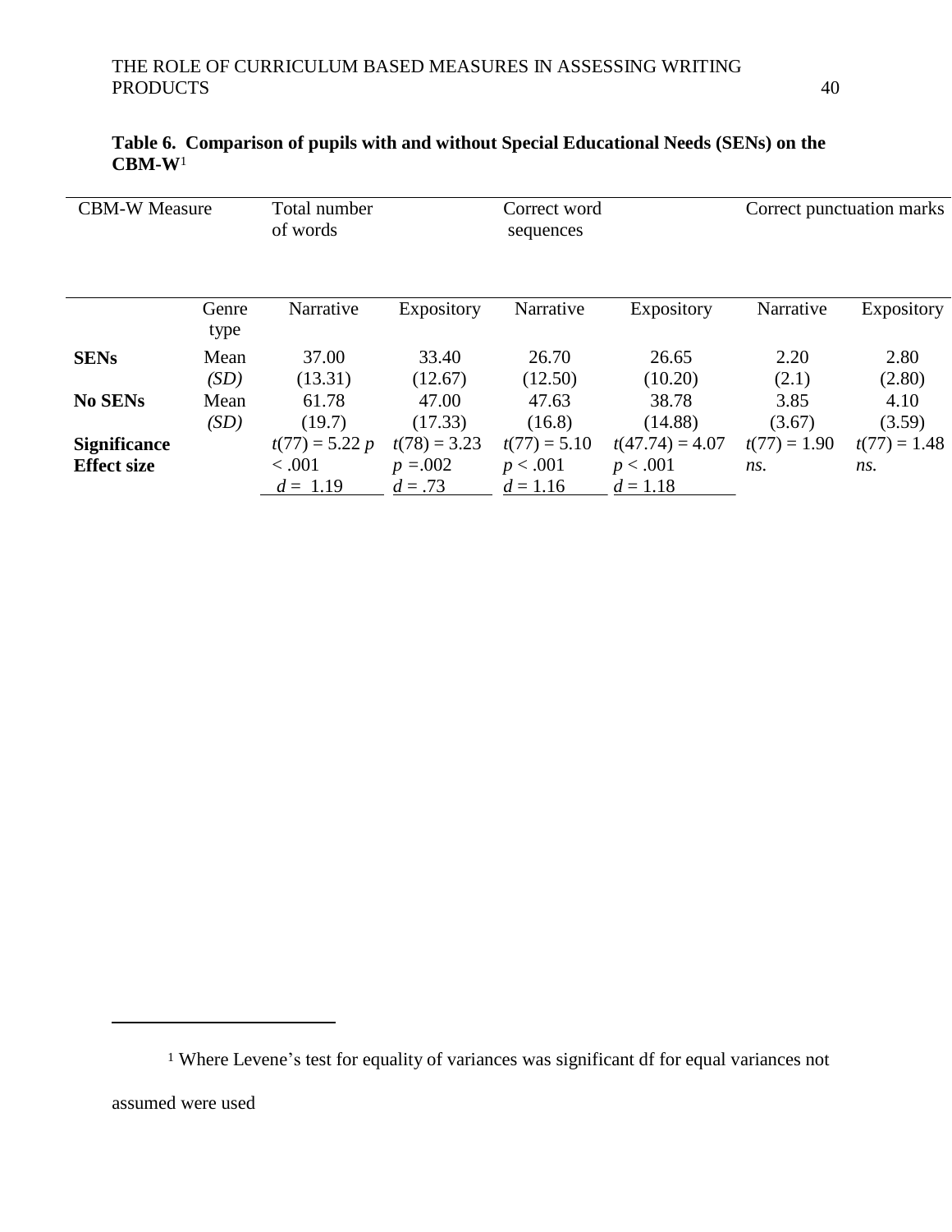**Table 6. Comparison of pupils with and without Special Educational Needs (SENs) on the CBM-W**[1]

| CBM-W Measure | | Total number of words | | Correct word sequences | | Correct punctuation marks | |
|---|---|---|---|---|---|---|---|
| | Genre type | Narrative | Expository | Narrative | Expository | Narrative | Expository |
| **SENs** | Mean *(SD)* | 37.00 (13.31) | 33.40 (12.67) | 26.70 (12.50) | 26.65 (10.20) | 2.20 (2.1) | 2.80 (2.80) |
| **No SENs** | Mean *(SD)* | 61.78 (19.7) | 47.00 (17.33) | 47.63 (16.8) | 38.78 (14.88) | 3.85 (3.67) | 4.10 (3.59) |
| **Significance** **Effect size** | | $t(77) = 5.22$ $p < .001$ $d = 1.19$ | $t(78) = 3.23$ $p = .002$ $d = .73$ | $t(77) = 5.10$ $p < .001$ $d = 1.16$ | $t(47.74) = 4.07$ $p < .001$ $d = 1.18$ | $t(77) = 1.90$ *ns.* | $t(77) = 1.48$ *ns.* |

[1] Where Levene's test for equality of variances was significant df for equal variances not assumed were used